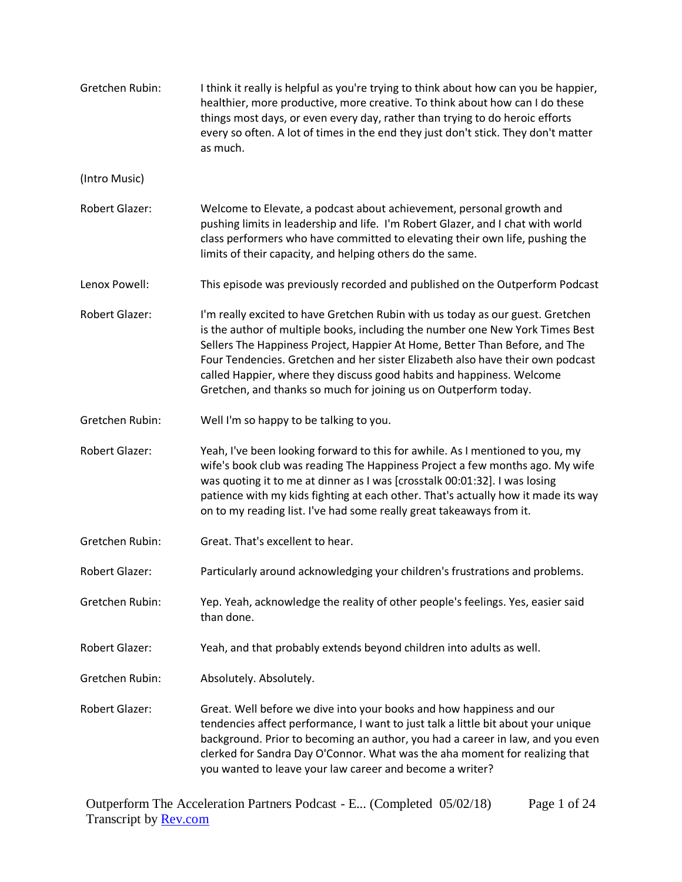Gretchen Rubin: I think it really is helpful as you're trying to think about how can you be happier, healthier, more productive, more creative. To think about how can I do these things most days, or even every day, rather than trying to do heroic efforts every so often. A lot of times in the end they just don't stick. They don't matter as much.

(Intro Music)

Robert Glazer: Welcome to Elevate, a podcast about achievement, personal growth and pushing limits in leadership and life. I'm Robert Glazer, and I chat with world class performers who have committed to elevating their own life, pushing the limits of their capacity, and helping others do the same.

Lenox Powell: This episode was previously recorded and published on the Outperform Podcast

Robert Glazer: I'm really excited to have Gretchen Rubin with us today as our guest. Gretchen is the author of multiple books, including the number one New York Times Best Sellers The Happiness Project, Happier At Home, Better Than Before, and The Four Tendencies. Gretchen and her sister Elizabeth also have their own podcast called Happier, where they discuss good habits and happiness. Welcome Gretchen, and thanks so much for joining us on Outperform today.

Gretchen Rubin: Well I'm so happy to be talking to you.

Robert Glazer: Yeah, I've been looking forward to this for awhile. As I mentioned to you, my wife's book club was reading The Happiness Project a few months ago. My wife was quoting it to me at dinner as I was [crosstalk 00:01:32]. I was losing patience with my kids fighting at each other. That's actually how it made its way on to my reading list. I've had some really great takeaways from it.

Gretchen Rubin: Great. That's excellent to hear.

Robert Glazer: Particularly around acknowledging your children's frustrations and problems.

Gretchen Rubin: Yep. Yeah, acknowledge the reality of other people's feelings. Yes, easier said than done.

Robert Glazer: Yeah, and that probably extends beyond children into adults as well.

Gretchen Rubin: Absolutely. Absolutely.

Robert Glazer: Great. Well before we dive into your books and how happiness and our tendencies affect performance, I want to just talk a little bit about your unique background. Prior to becoming an author, you had a career in law, and you even clerked for Sandra Day O'Connor. What was the aha moment for realizing that you wanted to leave your law career and become a writer?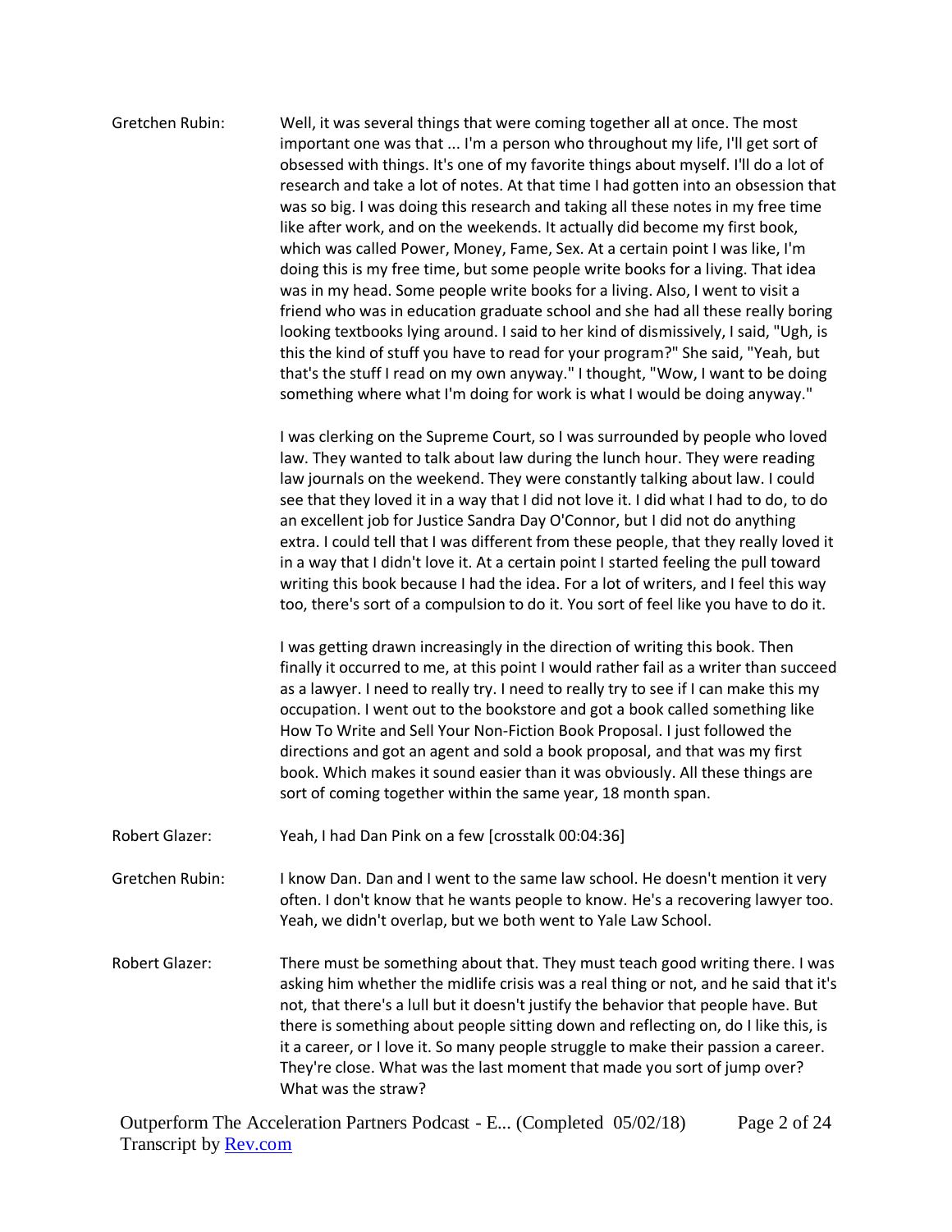Gretchen Rubin: Well, it was several things that were coming together all at once. The most important one was that ... I'm a person who throughout my life, I'll get sort of obsessed with things. It's one of my favorite things about myself. I'll do a lot of research and take a lot of notes. At that time I had gotten into an obsession that was so big. I was doing this research and taking all these notes in my free time like after work, and on the weekends. It actually did become my first book, which was called Power, Money, Fame, Sex. At a certain point I was like, I'm doing this is my free time, but some people write books for a living. That idea was in my head. Some people write books for a living. Also, I went to visit a friend who was in education graduate school and she had all these really boring looking textbooks lying around. I said to her kind of dismissively, I said, "Ugh, is this the kind of stuff you have to read for your program?" She said, "Yeah, but that's the stuff I read on my own anyway." I thought, "Wow, I want to be doing something where what I'm doing for work is what I would be doing anyway."

I was clerking on the Supreme Court, so I was surrounded by people who loved law. They wanted to talk about law during the lunch hour. They were reading law journals on the weekend. They were constantly talking about law. I could see that they loved it in a way that I did not love it. I did what I had to do, to do an excellent job for Justice Sandra Day O'Connor, but I did not do anything extra. I could tell that I was different from these people, that they really loved it in a way that I didn't love it. At a certain point I started feeling the pull toward writing this book because I had the idea. For a lot of writers, and I feel this way too, there's sort of a compulsion to do it. You sort of feel like you have to do it.

I was getting drawn increasingly in the direction of writing this book. Then finally it occurred to me, at this point I would rather fail as a writer than succeed as a lawyer. I need to really try. I need to really try to see if I can make this my occupation. I went out to the bookstore and got a book called something like How To Write and Sell Your Non-Fiction Book Proposal. I just followed the directions and got an agent and sold a book proposal, and that was my first book. Which makes it sound easier than it was obviously. All these things are sort of coming together within the same year, 18 month span.

Robert Glazer: Yeah, I had Dan Pink on a few [crosstalk 00:04:36]

Gretchen Rubin: I know Dan. Dan and I went to the same law school. He doesn't mention it very often. I don't know that he wants people to know. He's a recovering lawyer too. Yeah, we didn't overlap, but we both went to Yale Law School.

Robert Glazer: There must be something about that. They must teach good writing there. I was asking him whether the midlife crisis was a real thing or not, and he said that it's not, that there's a lull but it doesn't justify the behavior that people have. But there is something about people sitting down and reflecting on, do I like this, is it a career, or I love it. So many people struggle to make their passion a career. They're close. What was the last moment that made you sort of jump over? What was the straw?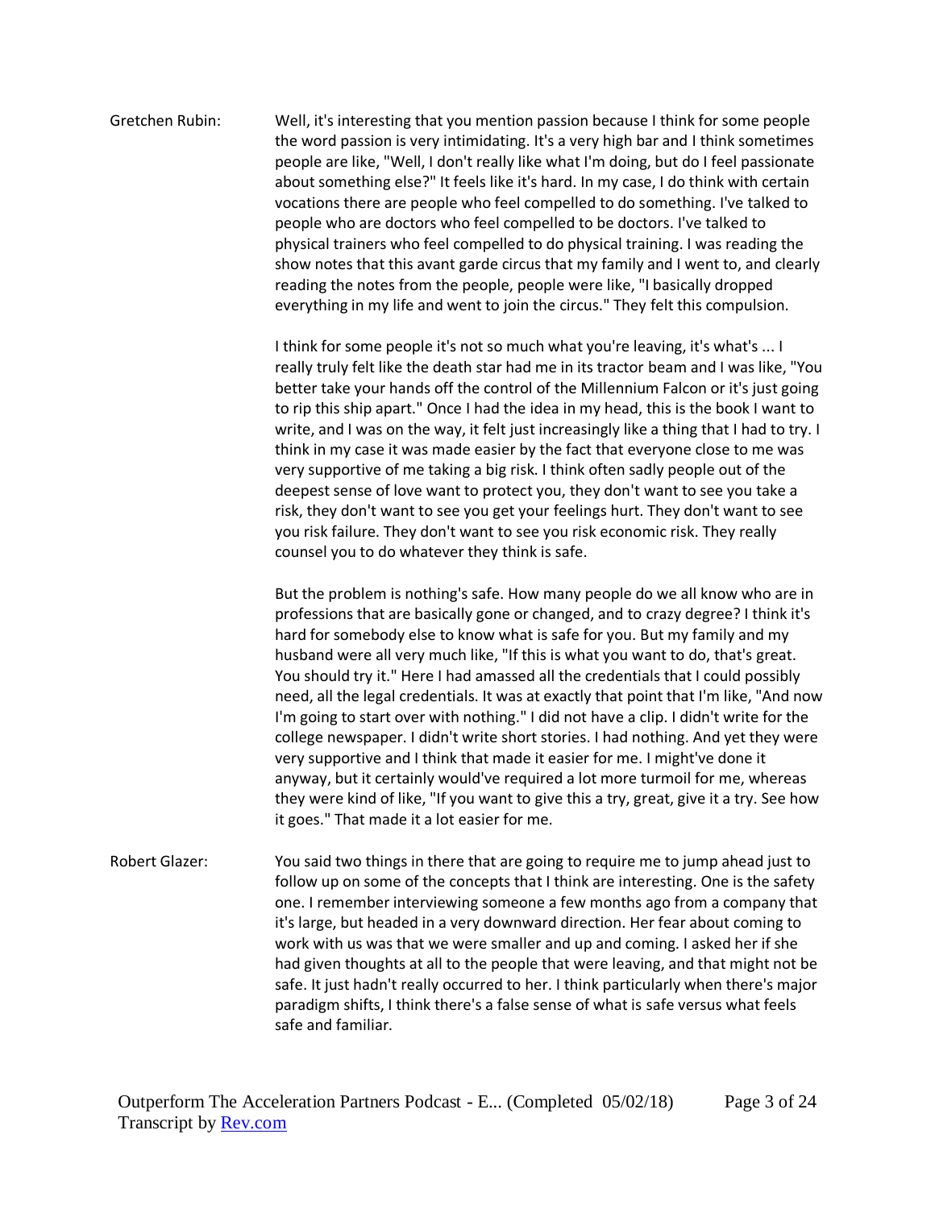Gretchen Rubin: Well, it's interesting that you mention passion because I think for some people the word passion is very intimidating. It's a very high bar and I think sometimes people are like, "Well, I don't really like what I'm doing, but do I feel passionate about something else?" It feels like it's hard. In my case, I do think with certain vocations there are people who feel compelled to do something. I've talked to people who are doctors who feel compelled to be doctors. I've talked to physical trainers who feel compelled to do physical training. I was reading the show notes that this avant garde circus that my family and I went to, and clearly reading the notes from the people, people were like, "I basically dropped everything in my life and went to join the circus." They felt this compulsion.

I think for some people it's not so much what you're leaving, it's what's ... I really truly felt like the death star had me in its tractor beam and I was like, "You better take your hands off the control of the Millennium Falcon or it's just going to rip this ship apart." Once I had the idea in my head, this is the book I want to write, and I was on the way, it felt just increasingly like a thing that I had to try. I think in my case it was made easier by the fact that everyone close to me was very supportive of me taking a big risk. I think often sadly people out of the deepest sense of love want to protect you, they don't want to see you take a risk, they don't want to see you get your feelings hurt. They don't want to see you risk failure. They don't want to see you risk economic risk. They really counsel you to do whatever they think is safe.

But the problem is nothing's safe. How many people do we all know who are in professions that are basically gone or changed, and to crazy degree? I think it's hard for somebody else to know what is safe for you. But my family and my husband were all very much like, "If this is what you want to do, that's great. You should try it." Here I had amassed all the credentials that I could possibly need, all the legal credentials. It was at exactly that point that I'm like, "And now I'm going to start over with nothing." I did not have a clip. I didn't write for the college newspaper. I didn't write short stories. I had nothing. And yet they were very supportive and I think that made it easier for me. I might've done it anyway, but it certainly would've required a lot more turmoil for me, whereas they were kind of like, "If you want to give this a try, great, give it a try. See how it goes." That made it a lot easier for me.

Robert Glazer: You said two things in there that are going to require me to jump ahead just to follow up on some of the concepts that I think are interesting. One is the safety one. I remember interviewing someone a few months ago from a company that it's large, but headed in a very downward direction. Her fear about coming to work with us was that we were smaller and up and coming. I asked her if she had given thoughts at all to the people that were leaving, and that might not be safe. It just hadn't really occurred to her. I think particularly when there's major paradigm shifts, I think there's a false sense of what is safe versus what feels safe and familiar.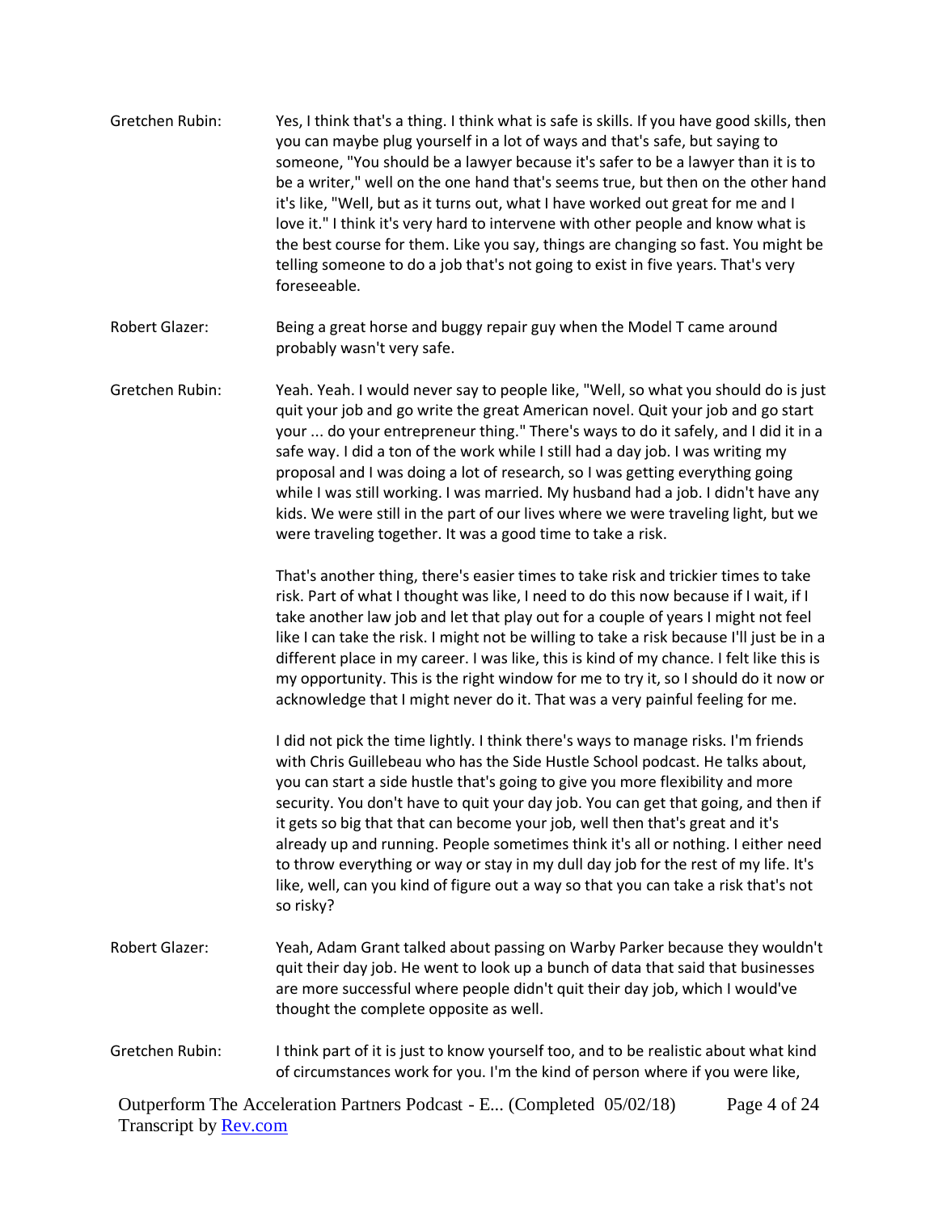Gretchen Rubin: Yes, I think that's a thing. I think what is safe is skills. If you have good skills, then you can maybe plug yourself in a lot of ways and that's safe, but saying to someone, "You should be a lawyer because it's safer to be a lawyer than it is to be a writer," well on the one hand that's seems true, but then on the other hand it's like, "Well, but as it turns out, what I have worked out great for me and I love it." I think it's very hard to intervene with other people and know what is the best course for them. Like you say, things are changing so fast. You might be telling someone to do a job that's not going to exist in five years. That's very foreseeable.

Robert Glazer: Being a great horse and buggy repair guy when the Model T came around probably wasn't very safe.

Gretchen Rubin: Yeah. Yeah. I would never say to people like, "Well, so what you should do is just quit your job and go write the great American novel. Quit your job and go start your ... do your entrepreneur thing." There's ways to do it safely, and I did it in a safe way. I did a ton of the work while I still had a day job. I was writing my proposal and I was doing a lot of research, so I was getting everything going while I was still working. I was married. My husband had a job. I didn't have any kids. We were still in the part of our lives where we were traveling light, but we were traveling together. It was a good time to take a risk.

That's another thing, there's easier times to take risk and trickier times to take risk. Part of what I thought was like, I need to do this now because if I wait, if I take another law job and let that play out for a couple of years I might not feel like I can take the risk. I might not be willing to take a risk because I'll just be in a different place in my career. I was like, this is kind of my chance. I felt like this is my opportunity. This is the right window for me to try it, so I should do it now or acknowledge that I might never do it. That was a very painful feeling for me.

I did not pick the time lightly. I think there's ways to manage risks. I'm friends with Chris Guillebeau who has the Side Hustle School podcast. He talks about, you can start a side hustle that's going to give you more flexibility and more security. You don't have to quit your day job. You can get that going, and then if it gets so big that that can become your job, well then that's great and it's already up and running. People sometimes think it's all or nothing. I either need to throw everything or way or stay in my dull day job for the rest of my life. It's like, well, can you kind of figure out a way so that you can take a risk that's not so risky?

Robert Glazer: Yeah, Adam Grant talked about passing on Warby Parker because they wouldn't quit their day job. He went to look up a bunch of data that said that businesses are more successful where people didn't quit their day job, which I would've thought the complete opposite as well.

Gretchen Rubin: I think part of it is just to know yourself too, and to be realistic about what kind of circumstances work for you. I'm the kind of person where if you were like,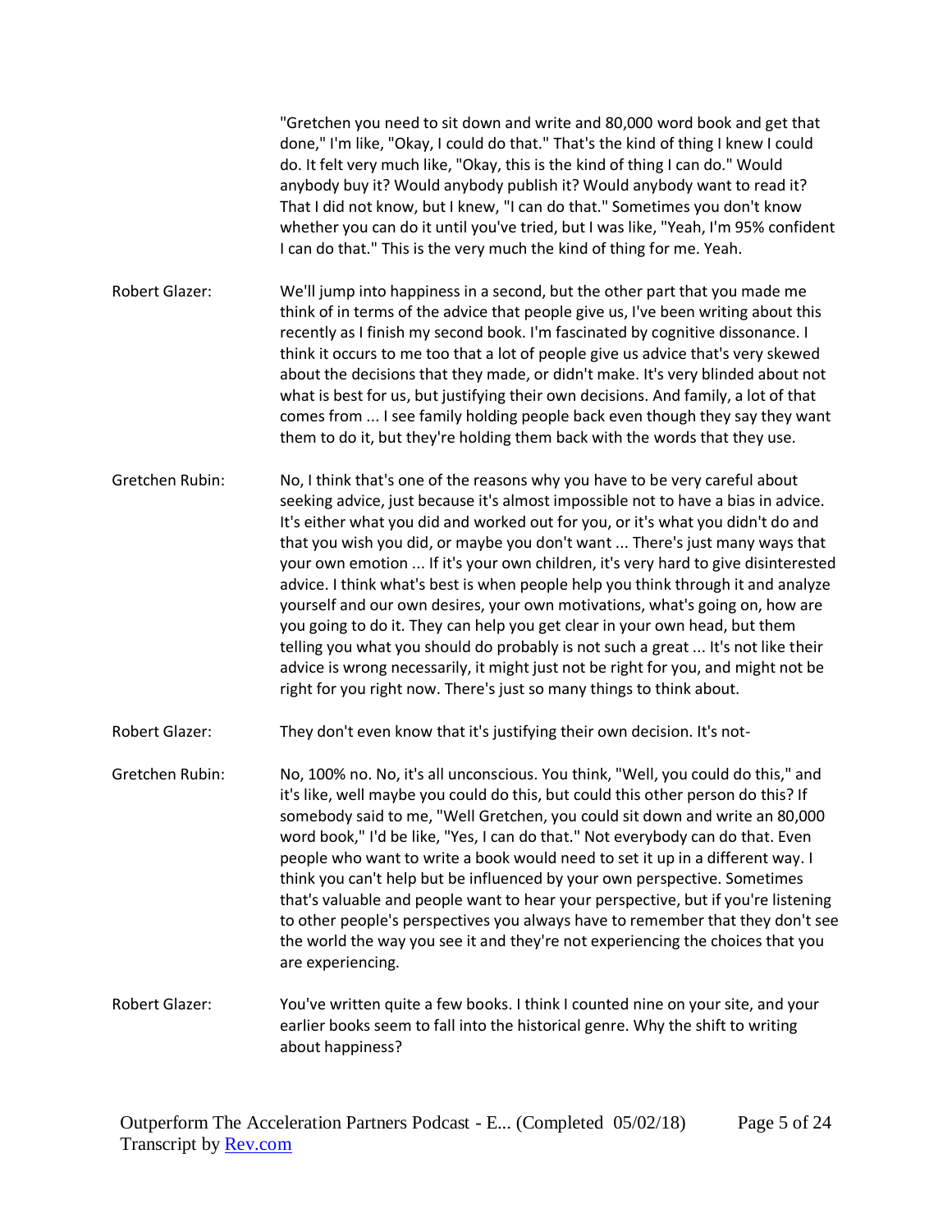"Gretchen you need to sit down and write and 80,000 word book and get that done," I'm like, "Okay, I could do that." That's the kind of thing I knew I could do. It felt very much like, "Okay, this is the kind of thing I can do." Would anybody buy it? Would anybody publish it? Would anybody want to read it? That I did not know, but I knew, "I can do that." Sometimes you don't know whether you can do it until you've tried, but I was like, "Yeah, I'm 95% confident I can do that." This is the very much the kind of thing for me. Yeah.

**Robert Glazer:** We'll jump into happiness in a second, but the other part that you made me think of in terms of the advice that people give us, I've been writing about this recently as I finish my second book. I'm fascinated by cognitive dissonance. I think it occurs to me too that a lot of people give us advice that's very skewed about the decisions that they made, or didn't make. It's very blinded about not what is best for us, but justifying their own decisions. And family, a lot of that comes from ... I see family holding people back even though they say they want them to do it, but they're holding them back with the words that they use.

**Gretchen Rubin:** No, I think that's one of the reasons why you have to be very careful about seeking advice, just because it's almost impossible not to have a bias in advice. It's either what you did and worked out for you, or it's what you didn't do and that you wish you did, or maybe you don't want ... There's just many ways that your own emotion ... If it's your own children, it's very hard to give disinterested advice. I think what's best is when people help you think through it and analyze yourself and our own desires, your own motivations, what's going on, how are you going to do it. They can help you get clear in your own head, but them telling you what you should do probably is not such a great ... It's not like their advice is wrong necessarily, it might just not be right for you, and might not be right for you right now. There's just so many things to think about.

**Robert Glazer:** They don't even know that it's justifying their own decision. It's not-

**Gretchen Rubin:** No, 100% no. No, it's all unconscious. You think, "Well, you could do this," and it's like, well maybe you could do this, but could this other person do this? If somebody said to me, "Well Gretchen, you could sit down and write an 80,000 word book," I'd be like, "Yes, I can do that." Not everybody can do that. Even people who want to write a book would need to set it up in a different way. I think you can't help but be influenced by your own perspective. Sometimes that's valuable and people want to hear your perspective, but if you're listening to other people's perspectives you always have to remember that they don't see the world the way you see it and they're not experiencing the choices that you are experiencing.

**Robert Glazer:** You've written quite a few books. I think I counted nine on your site, and your earlier books seem to fall into the historical genre. Why the shift to writing about happiness?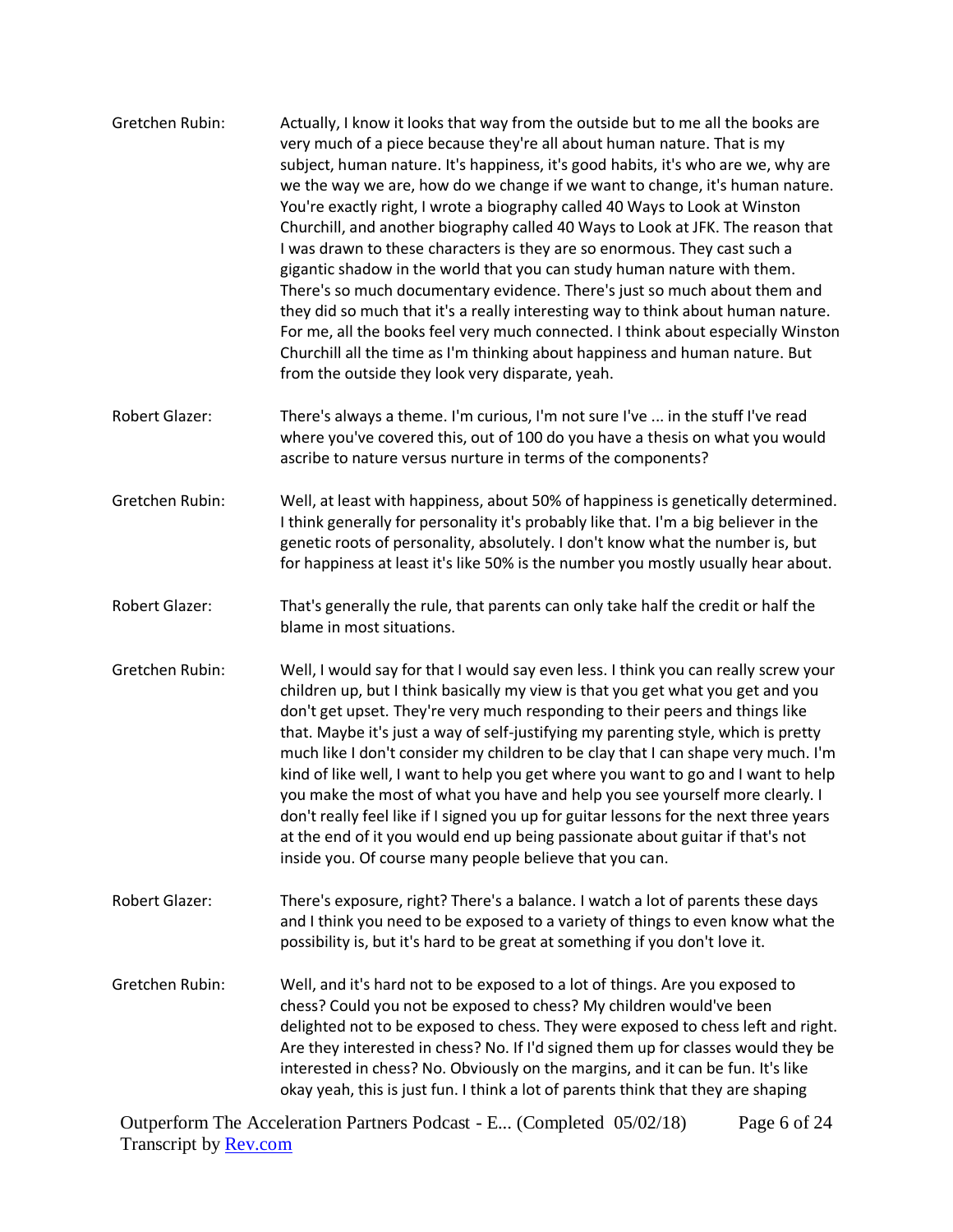Gretchen Rubin: Actually, I know it looks that way from the outside but to me all the books are very much of a piece because they're all about human nature. That is my subject, human nature. It's happiness, it's good habits, it's who are we, why are we the way we are, how do we change if we want to change, it's human nature. You're exactly right, I wrote a biography called 40 Ways to Look at Winston Churchill, and another biography called 40 Ways to Look at JFK. The reason that I was drawn to these characters is they are so enormous. They cast such a gigantic shadow in the world that you can study human nature with them. There's so much documentary evidence. There's just so much about them and they did so much that it's a really interesting way to think about human nature. For me, all the books feel very much connected. I think about especially Winston Churchill all the time as I'm thinking about happiness and human nature. But from the outside they look very disparate, yeah.

Robert Glazer: There's always a theme. I'm curious, I'm not sure I've ... in the stuff I've read where you've covered this, out of 100 do you have a thesis on what you would ascribe to nature versus nurture in terms of the components?

Gretchen Rubin: Well, at least with happiness, about 50% of happiness is genetically determined. I think generally for personality it's probably like that. I'm a big believer in the genetic roots of personality, absolutely. I don't know what the number is, but for happiness at least it's like 50% is the number you mostly usually hear about.

Robert Glazer: That's generally the rule, that parents can only take half the credit or half the blame in most situations.

Gretchen Rubin: Well, I would say for that I would say even less. I think you can really screw your children up, but I think basically my view is that you get what you get and you don't get upset. They're very much responding to their peers and things like that. Maybe it's just a way of self-justifying my parenting style, which is pretty much like I don't consider my children to be clay that I can shape very much. I'm kind of like well, I want to help you get where you want to go and I want to help you make the most of what you have and help you see yourself more clearly. I don't really feel like if I signed you up for guitar lessons for the next three years at the end of it you would end up being passionate about guitar if that's not inside you. Of course many people believe that you can.

Robert Glazer: There's exposure, right? There's a balance. I watch a lot of parents these days and I think you need to be exposed to a variety of things to even know what the possibility is, but it's hard to be great at something if you don't love it.

Gretchen Rubin: Well, and it's hard not to be exposed to a lot of things. Are you exposed to chess? Could you not be exposed to chess? My children would've been delighted not to be exposed to chess. They were exposed to chess left and right. Are they interested in chess? No. If I'd signed them up for classes would they be interested in chess? No. Obviously on the margins, and it can be fun. It's like okay yeah, this is just fun. I think a lot of parents think that they are shaping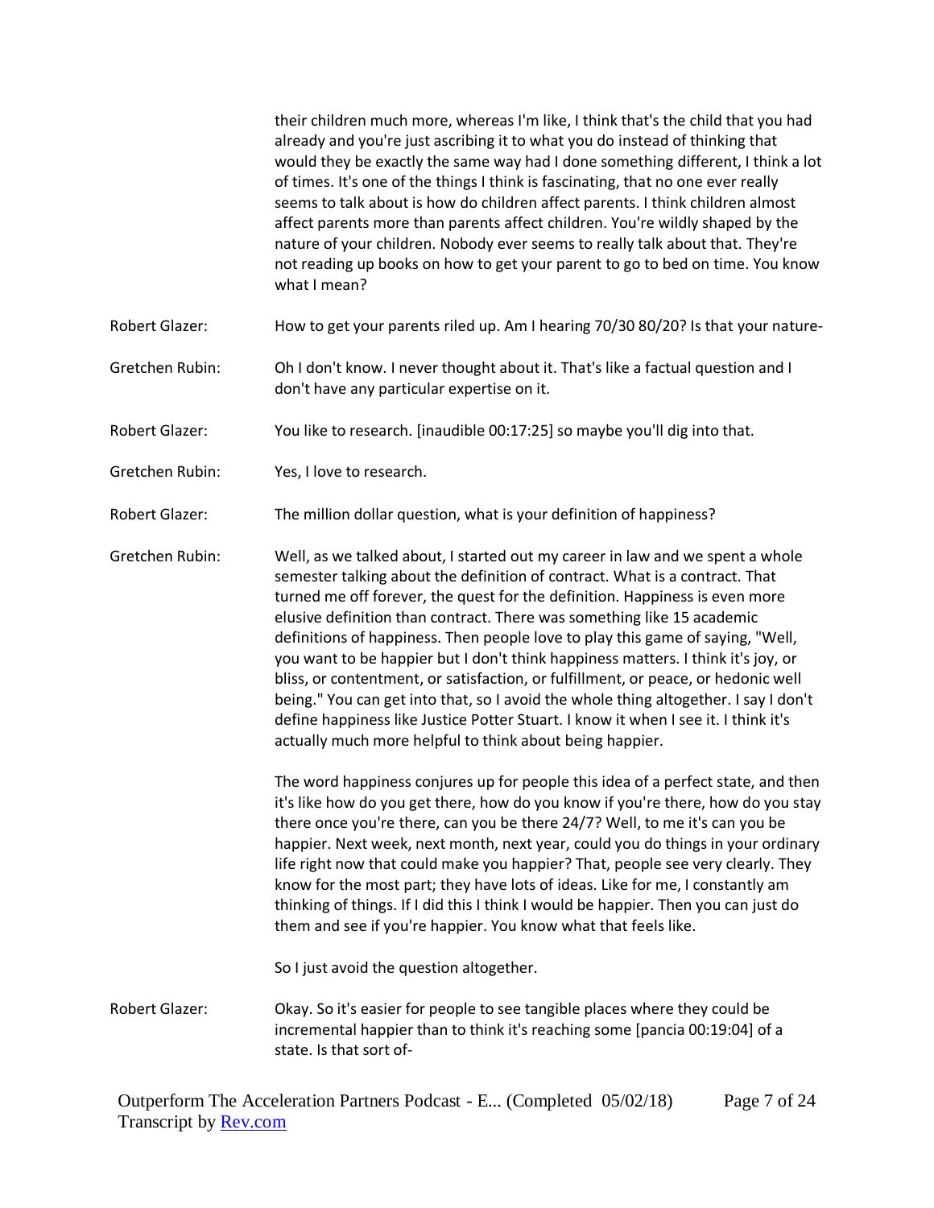their children much more, whereas I'm like, I think that's the child that you had already and you're just ascribing it to what you do instead of thinking that would they be exactly the same way had I done something different, I think a lot of times. It's one of the things I think is fascinating, that no one ever really seems to talk about is how do children affect parents. I think children almost affect parents more than parents affect children. You're wildly shaped by the nature of your children. Nobody ever seems to really talk about that. They're not reading up books on how to get your parent to go to bed on time. You know what I mean?

**Robert Glazer:** How to get your parents riled up. Am I hearing 70/30 80/20? Is that your nature-

**Gretchen Rubin:** Oh I don't know. I never thought about it. That's like a factual question and I don't have any particular expertise on it.

**Robert Glazer:** You like to research. [inaudible 00:17:25] so maybe you'll dig into that.

**Gretchen Rubin:** Yes, I love to research.

**Robert Glazer:** The million dollar question, what is your definition of happiness?

**Gretchen Rubin:** Well, as we talked about, I started out my career in law and we spent a whole semester talking about the definition of contract. What is a contract. That turned me off forever, the quest for the definition. Happiness is even more elusive definition than contract. There was something like 15 academic definitions of happiness. Then people love to play this game of saying, "Well, you want to be happier but I don't think happiness matters. I think it's joy, or bliss, or contentment, or satisfaction, or fulfillment, or peace, or hedonic well being." You can get into that, so I avoid the whole thing altogether. I say I don't define happiness like Justice Potter Stuart. I know it when I see it. I think it's actually much more helpful to think about being happier.

The word happiness conjures up for people this idea of a perfect state, and then it's like how do you get there, how do you know if you're there, how do you stay there once you're there, can you be there 24/7? Well, to me it's can you be happier. Next week, next month, next year, could you do things in your ordinary life right now that could make you happier? That, people see very clearly. They know for the most part; they have lots of ideas. Like for me, I constantly am thinking of things. If I did this I think I would be happier. Then you can just do them and see if you're happier. You know what that feels like.

So I just avoid the question altogether.

**Robert Glazer:** Okay. So it's easier for people to see tangible places where they could be incremental happier than to think it's reaching some [pancia 00:19:04] of a state. Is that sort of-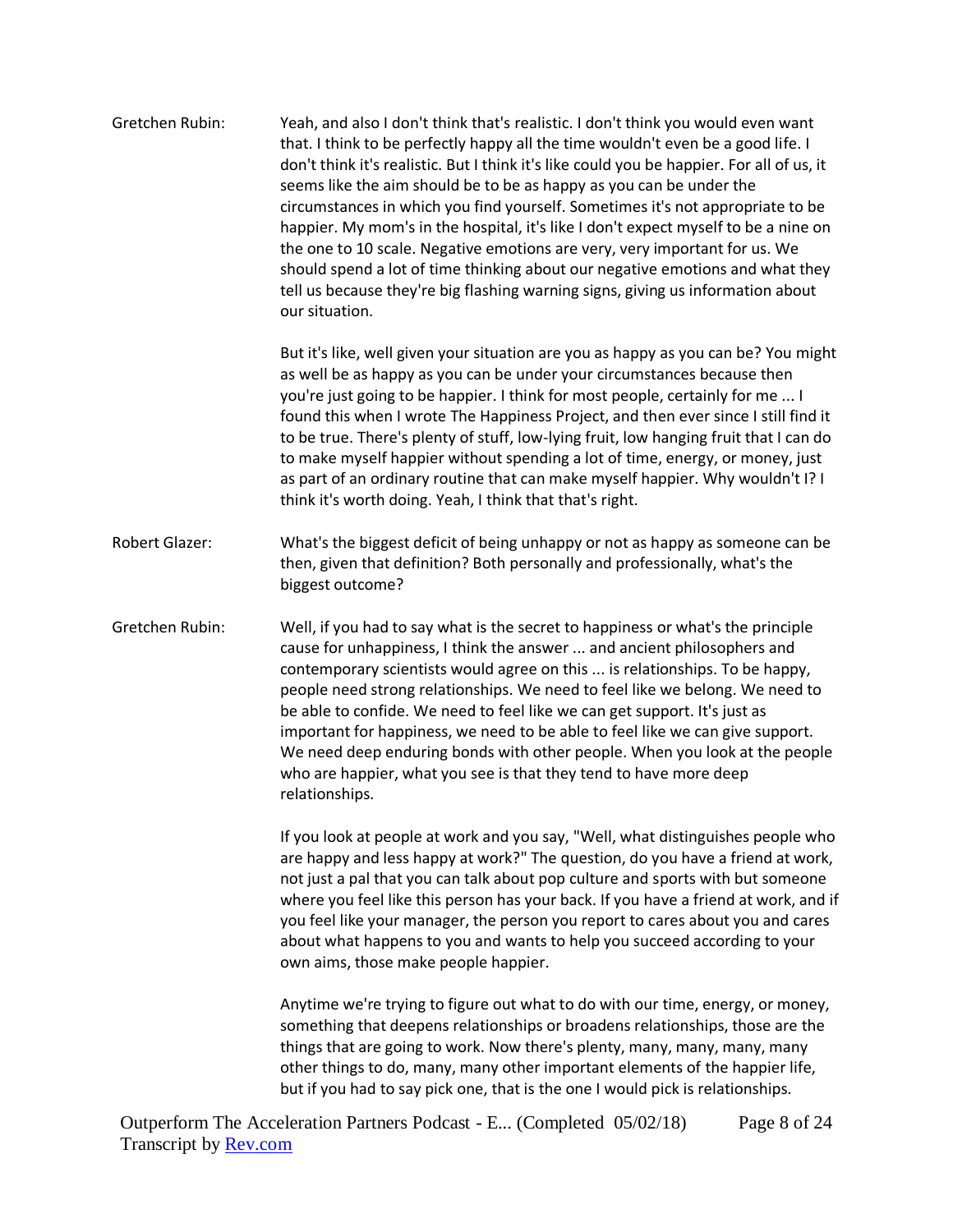**Gretchen Rubin:** Yeah, and also I don't think that's realistic. I don't think you would even want that. I think to be perfectly happy all the time wouldn't even be a good life. I don't think it's realistic. But I think it's like could you be happier. For all of us, it seems like the aim should be to be as happy as you can be under the circumstances in which you find yourself. Sometimes it's not appropriate to be happier. My mom's in the hospital, it's like I don't expect myself to be a nine on the one to 10 scale. Negative emotions are very, very important for us. We should spend a lot of time thinking about our negative emotions and what they tell us because they're big flashing warning signs, giving us information about our situation.

But it's like, well given your situation are you as happy as you can be? You might as well be as happy as you can be under your circumstances because then you're just going to be happier. I think for most people, certainly for me ... I found this when I wrote The Happiness Project, and then ever since I still find it to be true. There's plenty of stuff, low-lying fruit, low hanging fruit that I can do to make myself happier without spending a lot of time, energy, or money, just as part of an ordinary routine that can make myself happier. Why wouldn't I? I think it's worth doing. Yeah, I think that that's right.

**Robert Glazer:** What's the biggest deficit of being unhappy or not as happy as someone can be then, given that definition? Both personally and professionally, what's the biggest outcome?

**Gretchen Rubin:** Well, if you had to say what is the secret to happiness or what's the principle cause for unhappiness, I think the answer ... and ancient philosophers and contemporary scientists would agree on this ... is relationships. To be happy, people need strong relationships. We need to feel like we belong. We need to be able to confide. We need to feel like we can get support. It's just as important for happiness, we need to be able to feel like we can give support. We need deep enduring bonds with other people. When you look at the people who are happier, what you see is that they tend to have more deep relationships.

If you look at people at work and you say, "Well, what distinguishes people who are happy and less happy at work?" The question, do you have a friend at work, not just a pal that you can talk about pop culture and sports with but someone where you feel like this person has your back. If you have a friend at work, and if you feel like your manager, the person you report to cares about you and cares about what happens to you and wants to help you succeed according to your own aims, those make people happier.

Anytime we're trying to figure out what to do with our time, energy, or money, something that deepens relationships or broadens relationships, those are the things that are going to work. Now there's plenty, many, many, many, many other things to do, many, many other important elements of the happier life, but if you had to say pick one, that is the one I would pick is relationships.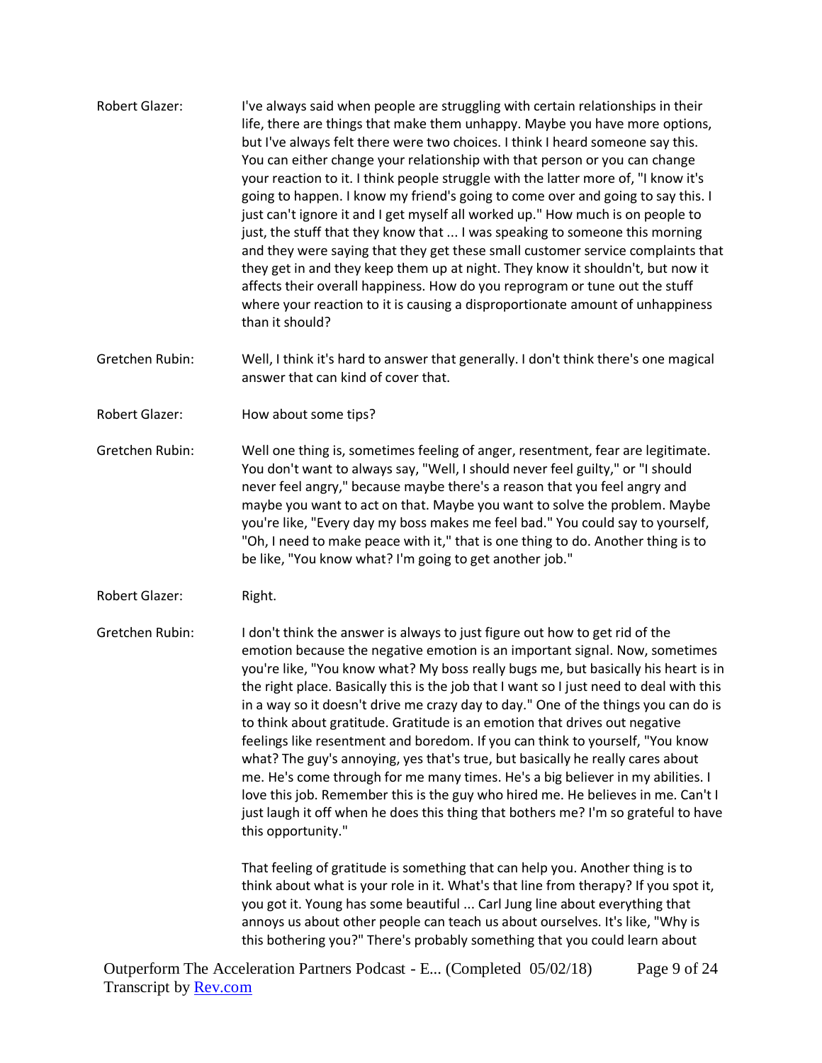Robert Glazer: I've always said when people are struggling with certain relationships in their life, there are things that make them unhappy. Maybe you have more options, but I've always felt there were two choices. I think I heard someone say this. You can either change your relationship with that person or you can change your reaction to it. I think people struggle with the latter more of, "I know it's going to happen. I know my friend's going to come over and going to say this. I just can't ignore it and I get myself all worked up." How much is on people to just, the stuff that they know that ... I was speaking to someone this morning and they were saying that they get these small customer service complaints that they get in and they keep them up at night. They know it shouldn't, but now it affects their overall happiness. How do you reprogram or tune out the stuff where your reaction to it is causing a disproportionate amount of unhappiness than it should?

Gretchen Rubin: Well, I think it's hard to answer that generally. I don't think there's one magical answer that can kind of cover that.

Robert Glazer: How about some tips?

Gretchen Rubin: Well one thing is, sometimes feeling of anger, resentment, fear are legitimate. You don't want to always say, "Well, I should never feel guilty," or "I should never feel angry," because maybe there's a reason that you feel angry and maybe you want to act on that. Maybe you want to solve the problem. Maybe you're like, "Every day my boss makes me feel bad." You could say to yourself, "Oh, I need to make peace with it," that is one thing to do. Another thing is to be like, "You know what? I'm going to get another job."

Robert Glazer: Right.

Gretchen Rubin: I don't think the answer is always to just figure out how to get rid of the emotion because the negative emotion is an important signal. Now, sometimes you're like, "You know what? My boss really bugs me, but basically his heart is in the right place. Basically this is the job that I want so I just need to deal with this in a way so it doesn't drive me crazy day to day." One of the things you can do is to think about gratitude. Gratitude is an emotion that drives out negative feelings like resentment and boredom. If you can think to yourself, "You know what? The guy's annoying, yes that's true, but basically he really cares about me. He's come through for me many times. He's a big believer in my abilities. I love this job. Remember this is the guy who hired me. He believes in me. Can't I just laugh it off when he does this thing that bothers me? I'm so grateful to have this opportunity."

That feeling of gratitude is something that can help you. Another thing is to think about what is your role in it. What's that line from therapy? If you spot it, you got it. Young has some beautiful ... Carl Jung line about everything that annoys us about other people can teach us about ourselves. It's like, "Why is this bothering you?" There's probably something that you could learn about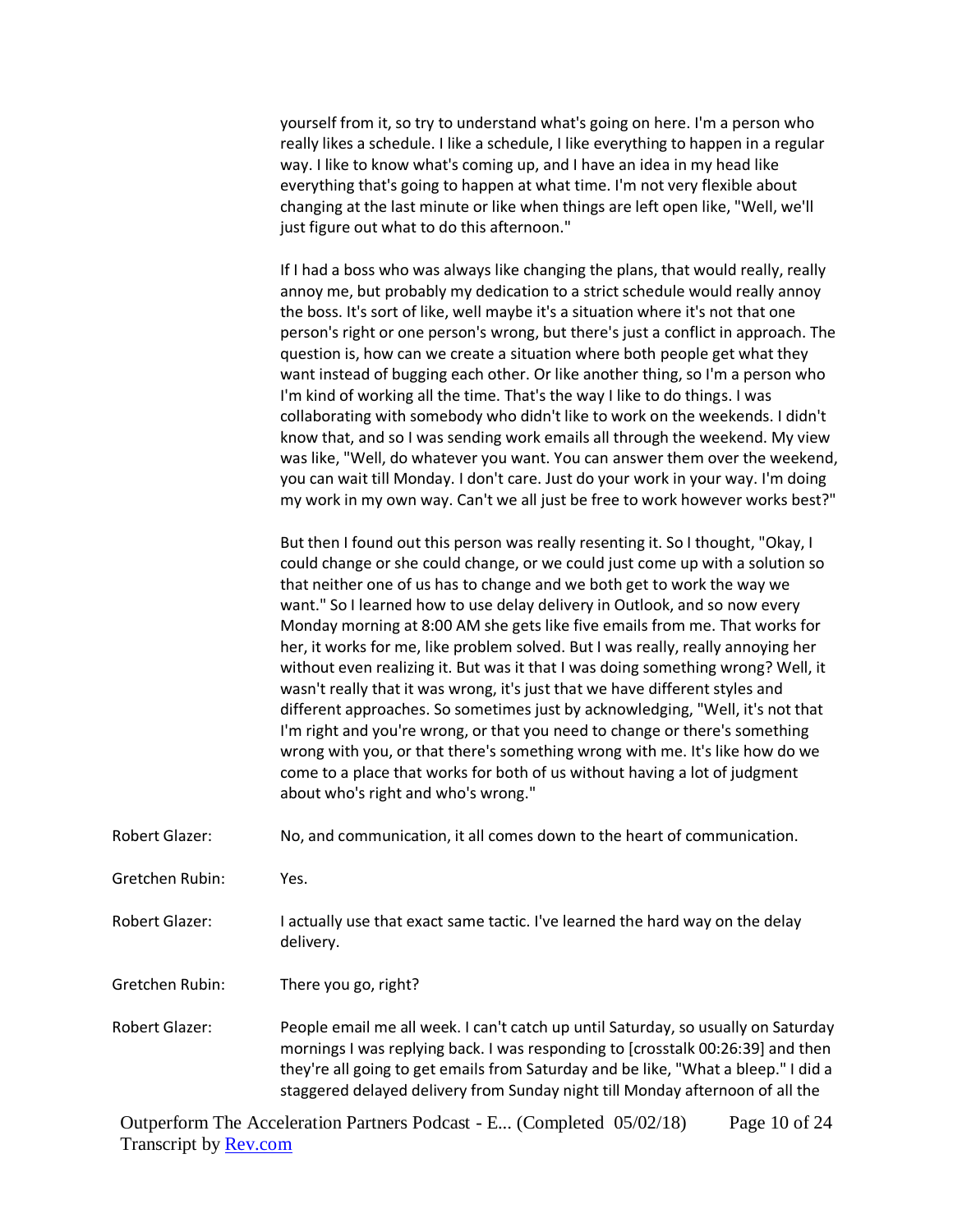yourself from it, so try to understand what's going on here. I'm a person who really likes a schedule. I like a schedule, I like everything to happen in a regular way. I like to know what's coming up, and I have an idea in my head like everything that's going to happen at what time. I'm not very flexible about changing at the last minute or like when things are left open like, "Well, we'll just figure out what to do this afternoon."

If I had a boss who was always like changing the plans, that would really, really annoy me, but probably my dedication to a strict schedule would really annoy the boss. It's sort of like, well maybe it's a situation where it's not that one person's right or one person's wrong, but there's just a conflict in approach. The question is, how can we create a situation where both people get what they want instead of bugging each other. Or like another thing, so I'm a person who I'm kind of working all the time. That's the way I like to do things. I was collaborating with somebody who didn't like to work on the weekends. I didn't know that, and so I was sending work emails all through the weekend. My view was like, "Well, do whatever you want. You can answer them over the weekend, you can wait till Monday. I don't care. Just do your work in your way. I'm doing my work in my own way. Can't we all just be free to work however works best?"

But then I found out this person was really resenting it. So I thought, "Okay, I could change or she could change, or we could just come up with a solution so that neither one of us has to change and we both get to work the way we want." So I learned how to use delay delivery in Outlook, and so now every Monday morning at 8:00 AM she gets like five emails from me. That works for her, it works for me, like problem solved. But I was really, really annoying her without even realizing it. But was it that I was doing something wrong? Well, it wasn't really that it was wrong, it's just that we have different styles and different approaches. So sometimes just by acknowledging, "Well, it's not that I'm right and you're wrong, or that you need to change or there's something wrong with you, or that there's something wrong with me. It's like how do we come to a place that works for both of us without having a lot of judgment about who's right and who's wrong."

Robert Glazer: No, and communication, it all comes down to the heart of communication.

Gretchen Rubin: Yes.

Robert Glazer: I actually use that exact same tactic. I've learned the hard way on the delay delivery.

Gretchen Rubin: There you go, right?

Robert Glazer: People email me all week. I can't catch up until Saturday, so usually on Saturday mornings I was replying back. I was responding to [crosstalk 00:26:39] and then they're all going to get emails from Saturday and be like, "What a bleep." I did a staggered delayed delivery from Sunday night till Monday afternoon of all the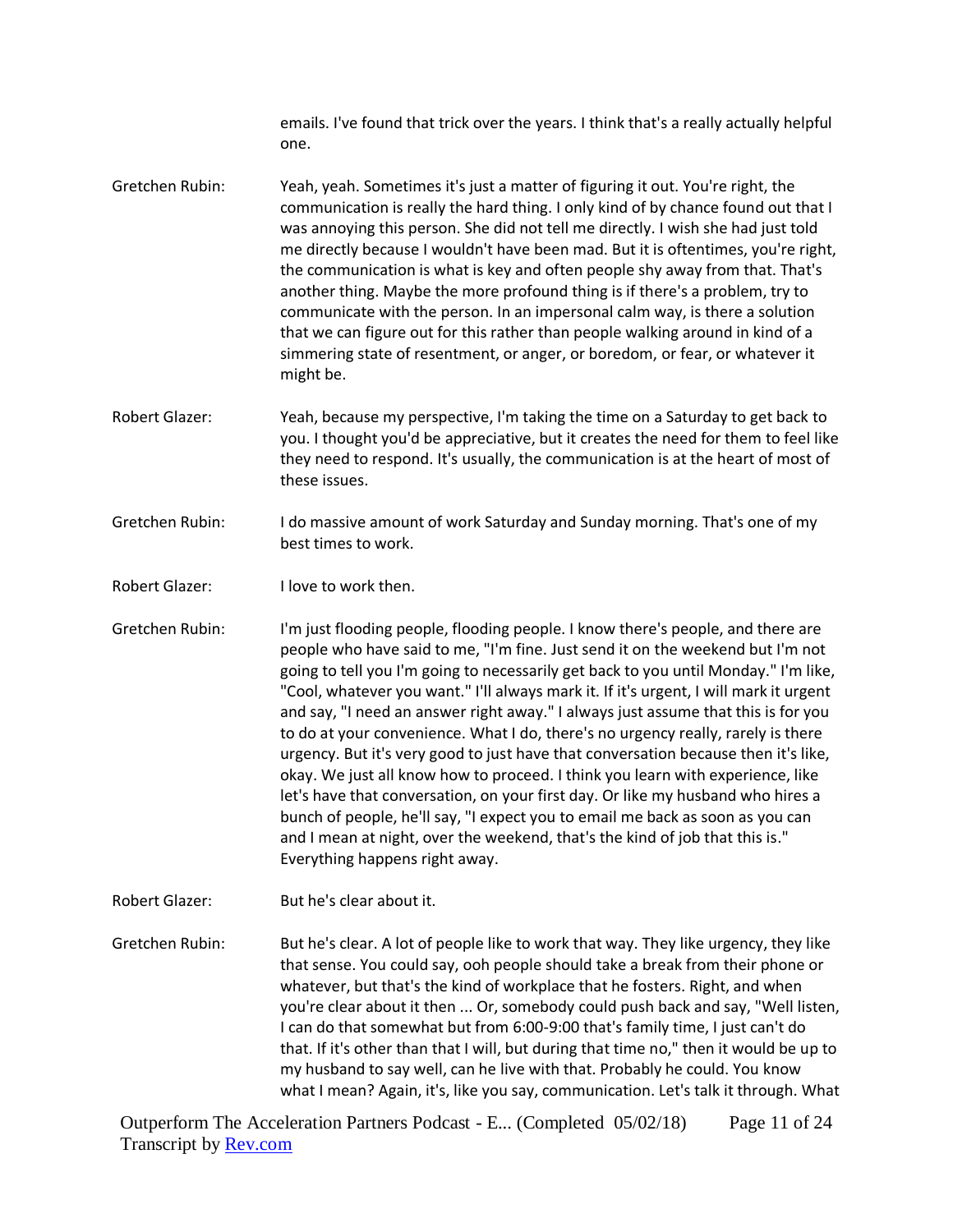emails. I've found that trick over the years. I think that's a really actually helpful one.

Gretchen Rubin: Yeah, yeah. Sometimes it's just a matter of figuring it out. You're right, the communication is really the hard thing. I only kind of by chance found out that I was annoying this person. She did not tell me directly. I wish she had just told me directly because I wouldn't have been mad. But it is oftentimes, you're right, the communication is what is key and often people shy away from that. That's another thing. Maybe the more profound thing is if there's a problem, try to communicate with the person. In an impersonal calm way, is there a solution that we can figure out for this rather than people walking around in kind of a simmering state of resentment, or anger, or boredom, or fear, or whatever it might be.

Robert Glazer: Yeah, because my perspective, I'm taking the time on a Saturday to get back to you. I thought you'd be appreciative, but it creates the need for them to feel like they need to respond. It's usually, the communication is at the heart of most of these issues.

Gretchen Rubin: I do massive amount of work Saturday and Sunday morning. That's one of my best times to work.

Robert Glazer: I love to work then.

Gretchen Rubin: I'm just flooding people, flooding people. I know there's people, and there are people who have said to me, "I'm fine. Just send it on the weekend but I'm not going to tell you I'm going to necessarily get back to you until Monday." I'm like, "Cool, whatever you want." I'll always mark it. If it's urgent, I will mark it urgent and say, "I need an answer right away." I always just assume that this is for you to do at your convenience. What I do, there's no urgency really, rarely is there urgency. But it's very good to just have that conversation because then it's like, okay. We just all know how to proceed. I think you learn with experience, like let's have that conversation, on your first day. Or like my husband who hires a bunch of people, he'll say, "I expect you to email me back as soon as you can and I mean at night, over the weekend, that's the kind of job that this is." Everything happens right away.

Robert Glazer: But he's clear about it.

Gretchen Rubin: But he's clear. A lot of people like to work that way. They like urgency, they like that sense. You could say, ooh people should take a break from their phone or whatever, but that's the kind of workplace that he fosters. Right, and when you're clear about it then ... Or, somebody could push back and say, "Well listen, I can do that somewhat but from 6:00-9:00 that's family time, I just can't do that. If it's other than that I will, but during that time no," then it would be up to my husband to say well, can he live with that. Probably he could. You know what I mean? Again, it's, like you say, communication. Let's talk it through. What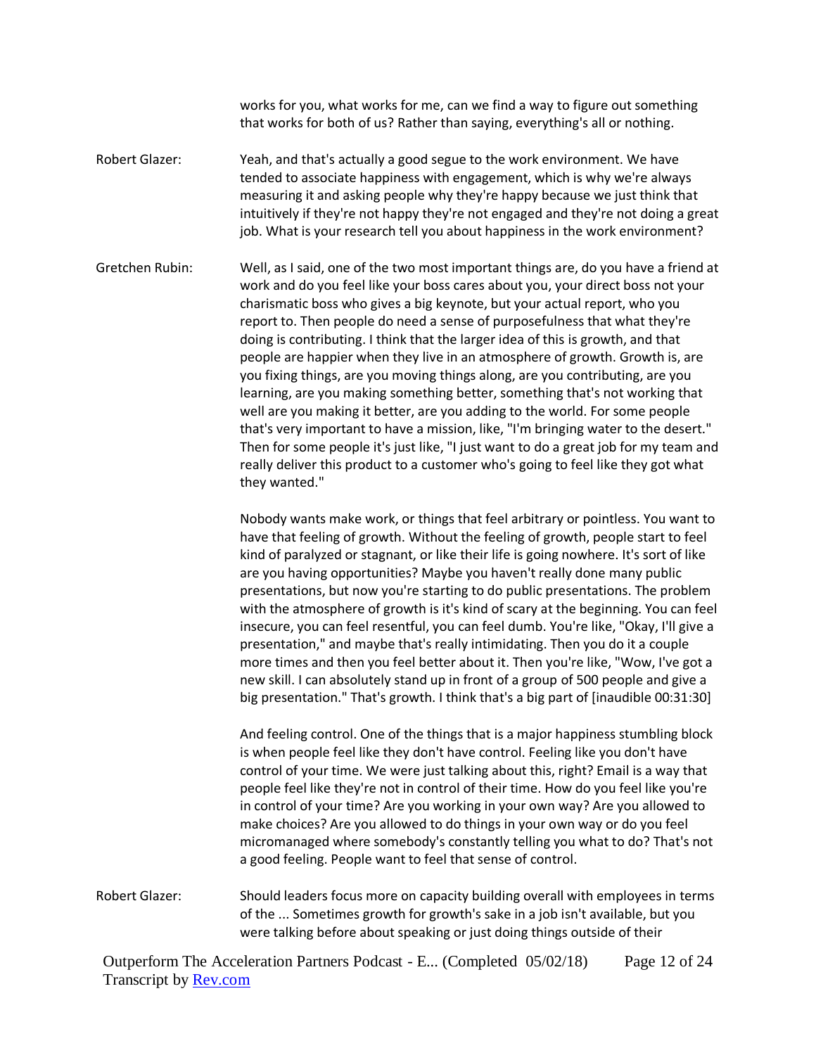works for you, what works for me, can we find a way to figure out something that works for both of us? Rather than saying, everything's all or nothing.

Robert Glazer: Yeah, and that's actually a good segue to the work environment. We have tended to associate happiness with engagement, which is why we're always measuring it and asking people why they're happy because we just think that intuitively if they're not happy they're not engaged and they're not doing a great job. What is your research tell you about happiness in the work environment?

Gretchen Rubin: Well, as I said, one of the two most important things are, do you have a friend at work and do you feel like your boss cares about you, your direct boss not your charismatic boss who gives a big keynote, but your actual report, who you report to. Then people do need a sense of purposefulness that what they're doing is contributing. I think that the larger idea of this is growth, and that people are happier when they live in an atmosphere of growth. Growth is, are you fixing things, are you moving things along, are you contributing, are you learning, are you making something better, something that's not working that well are you making it better, are you adding to the world. For some people that's very important to have a mission, like, "I'm bringing water to the desert." Then for some people it's just like, "I just want to do a great job for my team and really deliver this product to a customer who's going to feel like they got what they wanted."

Nobody wants make work, or things that feel arbitrary or pointless. You want to have that feeling of growth. Without the feeling of growth, people start to feel kind of paralyzed or stagnant, or like their life is going nowhere. It's sort of like are you having opportunities? Maybe you haven't really done many public presentations, but now you're starting to do public presentations. The problem with the atmosphere of growth is it's kind of scary at the beginning. You can feel insecure, you can feel resentful, you can feel dumb. You're like, "Okay, I'll give a presentation," and maybe that's really intimidating. Then you do it a couple more times and then you feel better about it. Then you're like, "Wow, I've got a new skill. I can absolutely stand up in front of a group of 500 people and give a big presentation." That's growth. I think that's a big part of [inaudible 00:31:30]

And feeling control. One of the things that is a major happiness stumbling block is when people feel like they don't have control. Feeling like you don't have control of your time. We were just talking about this, right? Email is a way that people feel like they're not in control of their time. How do you feel like you're in control of your time? Are you working in your own way? Are you allowed to make choices? Are you allowed to do things in your own way or do you feel micromanaged where somebody's constantly telling you what to do? That's not a good feeling. People want to feel that sense of control.

Robert Glazer: Should leaders focus more on capacity building overall with employees in terms of the ... Sometimes growth for growth's sake in a job isn't available, but you were talking before about speaking or just doing things outside of their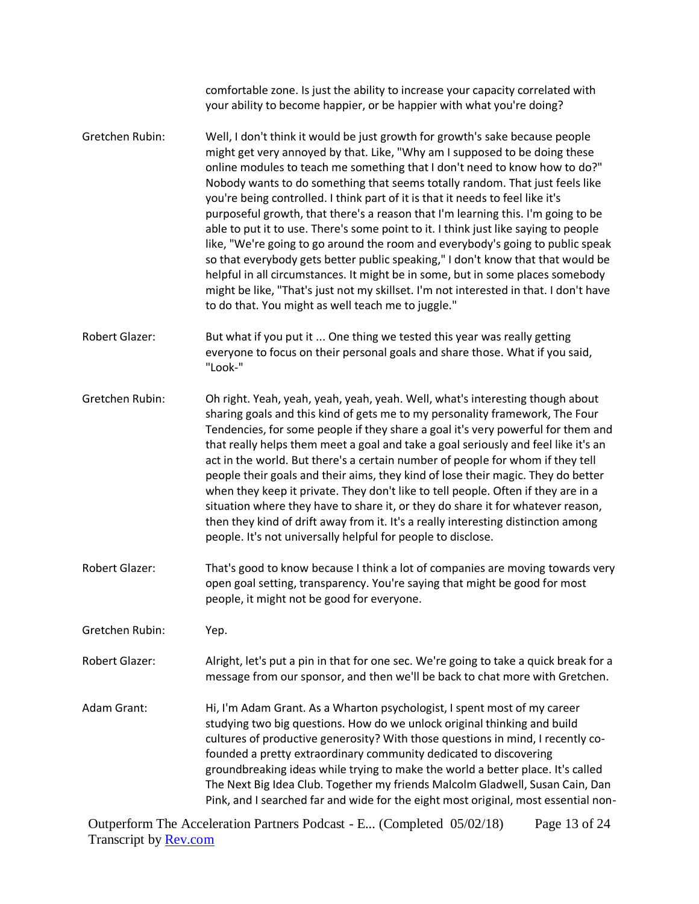comfortable zone. Is just the ability to increase your capacity correlated with your ability to become happier, or be happier with what you're doing?

**Gretchen Rubin:** Well, I don't think it would be just growth for growth's sake because people might get very annoyed by that. Like, "Why am I supposed to be doing these online modules to teach me something that I don't need to know how to do?" Nobody wants to do something that seems totally random. That just feels like you're being controlled. I think part of it is that it needs to feel like it's purposeful growth, that there's a reason that I'm learning this. I'm going to be able to put it to use. There's some point to it. I think just like saying to people like, "We're going to go around the room and everybody's going to public speak so that everybody gets better public speaking," I don't know that that would be helpful in all circumstances. It might be in some, but in some places somebody might be like, "That's just not my skillset. I'm not interested in that. I don't have to do that. You might as well teach me to juggle."

**Robert Glazer:** But what if you put it ... One thing we tested this year was really getting everyone to focus on their personal goals and share those. What if you said, "Look-"

**Gretchen Rubin:** Oh right. Yeah, yeah, yeah, yeah, yeah. Well, what's interesting though about sharing goals and this kind of gets me to my personality framework, The Four Tendencies, for some people if they share a goal it's very powerful for them and that really helps them meet a goal and take a goal seriously and feel like it's an act in the world. But there's a certain number of people for whom if they tell people their goals and their aims, they kind of lose their magic. They do better when they keep it private. They don't like to tell people. Often if they are in a situation where they have to share it, or they do share it for whatever reason, then they kind of drift away from it. It's a really interesting distinction among people. It's not universally helpful for people to disclose.

**Robert Glazer:** That's good to know because I think a lot of companies are moving towards very open goal setting, transparency. You're saying that might be good for most people, it might not be good for everyone.

**Gretchen Rubin:** Yep.

**Robert Glazer:** Alright, let's put a pin in that for one sec. We're going to take a quick break for a message from our sponsor, and then we'll be back to chat more with Gretchen.

**Adam Grant:** Hi, I'm Adam Grant. As a Wharton psychologist, I spent most of my career studying two big questions. How do we unlock original thinking and build cultures of productive generosity? With those questions in mind, I recently co-founded a pretty extraordinary community dedicated to discovering groundbreaking ideas while trying to make the world a better place. It's called The Next Big Idea Club. Together my friends Malcolm Gladwell, Susan Cain, Dan Pink, and I searched far and wide for the eight most original, most essential non-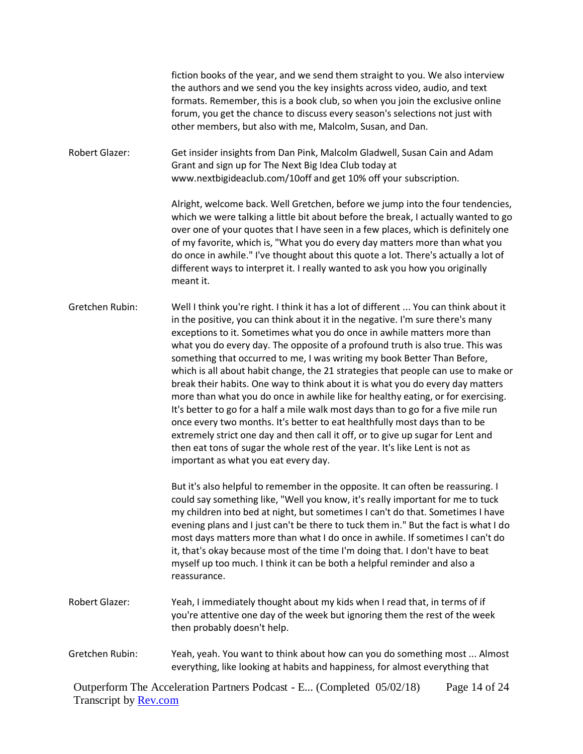fiction books of the year, and we send them straight to you. We also interview the authors and we send you the key insights across video, audio, and text formats. Remember, this is a book club, so when you join the exclusive online forum, you get the chance to discuss every season's selections not just with other members, but also with me, Malcolm, Susan, and Dan.

Robert Glazer: Get insider insights from Dan Pink, Malcolm Gladwell, Susan Cain and Adam Grant and sign up for The Next Big Idea Club today at www.nextbigideaclub.com/10off and get 10% off your subscription.

Alright, welcome back. Well Gretchen, before we jump into the four tendencies, which we were talking a little bit about before the break, I actually wanted to go over one of your quotes that I have seen in a few places, which is definitely one of my favorite, which is, "What you do every day matters more than what you do once in awhile." I've thought about this quote a lot. There's actually a lot of different ways to interpret it. I really wanted to ask you how you originally meant it.

Gretchen Rubin: Well I think you're right. I think it has a lot of different ... You can think about it in the positive, you can think about it in the negative. I'm sure there's many exceptions to it. Sometimes what you do once in awhile matters more than what you do every day. The opposite of a profound truth is also true. This was something that occurred to me, I was writing my book Better Than Before, which is all about habit change, the 21 strategies that people can use to make or break their habits. One way to think about it is what you do every day matters more than what you do once in awhile like for healthy eating, or for exercising. It's better to go for a half a mile walk most days than to go for a five mile run once every two months. It's better to eat healthfully most days than to be extremely strict one day and then call it off, or to give up sugar for Lent and then eat tons of sugar the whole rest of the year. It's like Lent is not as important as what you eat every day.

But it's also helpful to remember in the opposite. It can often be reassuring. I could say something like, "Well you know, it's really important for me to tuck my children into bed at night, but sometimes I can't do that. Sometimes I have evening plans and I just can't be there to tuck them in." But the fact is what I do most days matters more than what I do once in awhile. If sometimes I can't do it, that's okay because most of the time I'm doing that. I don't have to beat myself up too much. I think it can be both a helpful reminder and also a reassurance.

Robert Glazer: Yeah, I immediately thought about my kids when I read that, in terms of if you're attentive one day of the week but ignoring them the rest of the week then probably doesn't help.

Gretchen Rubin: Yeah, yeah. You want to think about how can you do something most ... Almost everything, like looking at habits and happiness, for almost everything that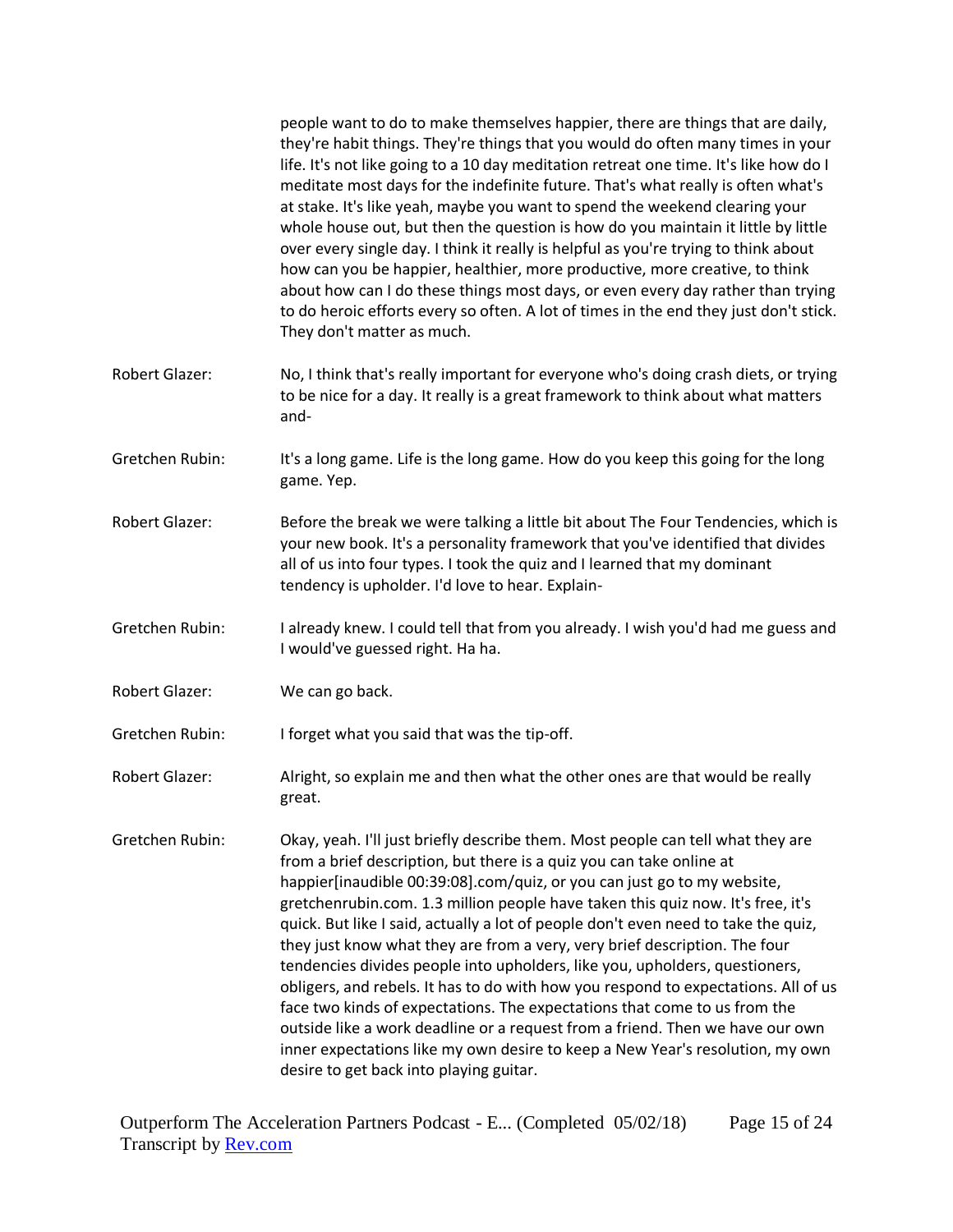people want to do to make themselves happier, there are things that are daily, they're habit things. They're things that you would do often many times in your life. It's not like going to a 10 day meditation retreat one time. It's like how do I meditate most days for the indefinite future. That's what really is often what's at stake. It's like yeah, maybe you want to spend the weekend clearing your whole house out, but then the question is how do you maintain it little by little over every single day. I think it really is helpful as you're trying to think about how can you be happier, healthier, more productive, more creative, to think about how can I do these things most days, or even every day rather than trying to do heroic efforts every so often. A lot of times in the end they just don't stick. They don't matter as much.

Robert Glazer: No, I think that's really important for everyone who's doing crash diets, or trying to be nice for a day. It really is a great framework to think about what matters and-

Gretchen Rubin: It's a long game. Life is the long game. How do you keep this going for the long game. Yep.

Robert Glazer: Before the break we were talking a little bit about The Four Tendencies, which is your new book. It's a personality framework that you've identified that divides all of us into four types. I took the quiz and I learned that my dominant tendency is upholder. I'd love to hear. Explain-

Gretchen Rubin: I already knew. I could tell that from you already. I wish you'd had me guess and I would've guessed right. Ha ha.

Robert Glazer: We can go back.

Gretchen Rubin: I forget what you said that was the tip-off.

Robert Glazer: Alright, so explain me and then what the other ones are that would be really great.

Gretchen Rubin: Okay, yeah. I'll just briefly describe them. Most people can tell what they are from a brief description, but there is a quiz you can take online at happier[inaudible 00:39:08].com/quiz, or you can just go to my website, gretchenrubin.com. 1.3 million people have taken this quiz now. It's free, it's quick. But like I said, actually a lot of people don't even need to take the quiz, they just know what they are from a very, very brief description. The four tendencies divides people into upholders, like you, upholders, questioners, obligers, and rebels. It has to do with how you respond to expectations. All of us face two kinds of expectations. The expectations that come to us from the outside like a work deadline or a request from a friend. Then we have our own inner expectations like my own desire to keep a New Year's resolution, my own desire to get back into playing guitar.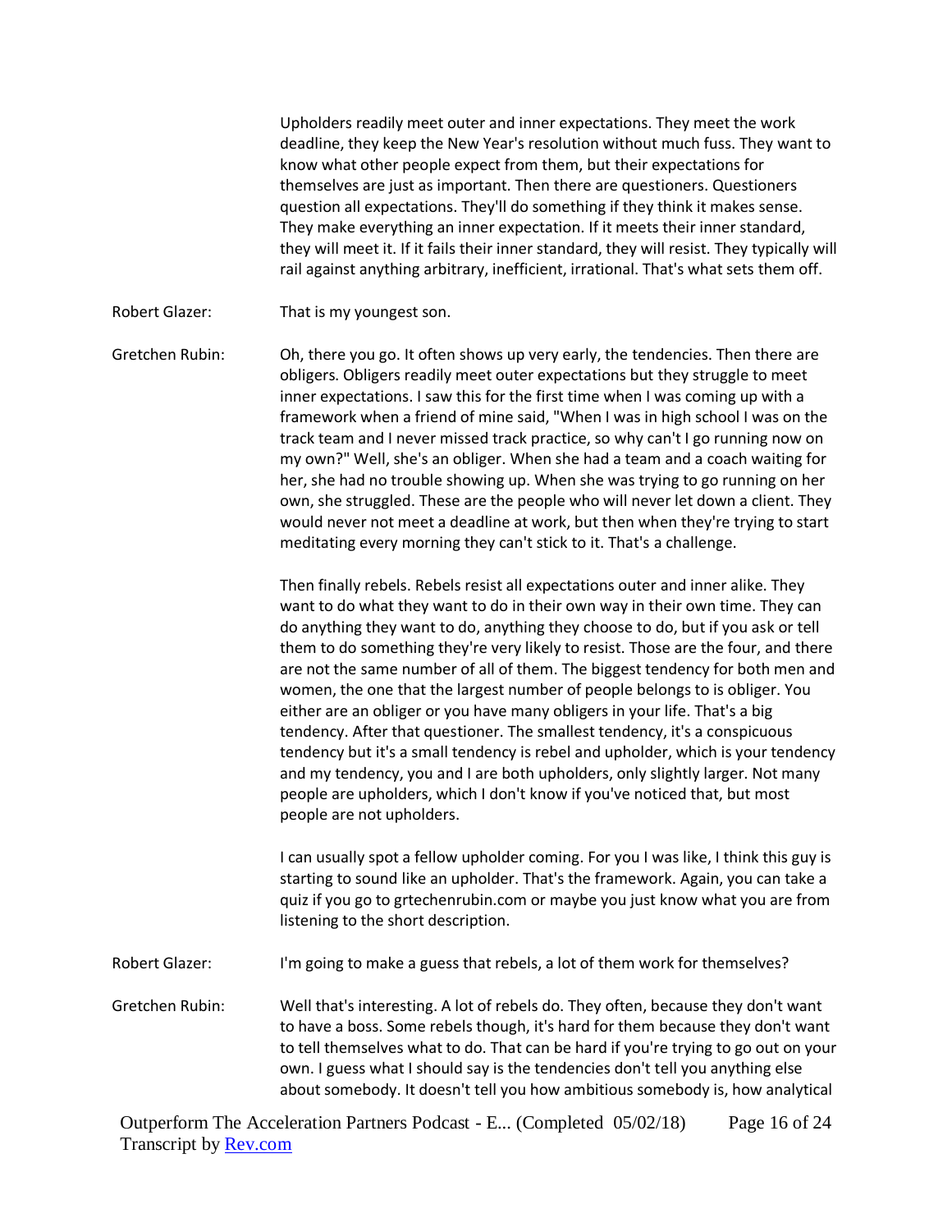Upholders readily meet outer and inner expectations. They meet the work deadline, they keep the New Year's resolution without much fuss. They want to know what other people expect from them, but their expectations for themselves are just as important. Then there are questioners. Questioners question all expectations. They'll do something if they think it makes sense. They make everything an inner expectation. If it meets their inner standard, they will meet it. If it fails their inner standard, they will resist. They typically will rail against anything arbitrary, inefficient, irrational. That's what sets them off.

Robert Glazer: That is my youngest son.

Gretchen Rubin: Oh, there you go. It often shows up very early, the tendencies. Then there are obligers. Obligers readily meet outer expectations but they struggle to meet inner expectations. I saw this for the first time when I was coming up with a framework when a friend of mine said, "When I was in high school I was on the track team and I never missed track practice, so why can't I go running now on my own?" Well, she's an obliger. When she had a team and a coach waiting for her, she had no trouble showing up. When she was trying to go running on her own, she struggled. These are the people who will never let down a client. They would never not meet a deadline at work, but then when they're trying to start meditating every morning they can't stick to it. That's a challenge.

Then finally rebels. Rebels resist all expectations outer and inner alike. They want to do what they want to do in their own way in their own time. They can do anything they want to do, anything they choose to do, but if you ask or tell them to do something they're very likely to resist. Those are the four, and there are not the same number of all of them. The biggest tendency for both men and women, the one that the largest number of people belongs to is obliger. You either are an obliger or you have many obligers in your life. That's a big tendency. After that questioner. The smallest tendency, it's a conspicuous tendency but it's a small tendency is rebel and upholder, which is your tendency and my tendency, you and I are both upholders, only slightly larger. Not many people are upholders, which I don't know if you've noticed that, but most people are not upholders.

I can usually spot a fellow upholder coming. For you I was like, I think this guy is starting to sound like an upholder. That's the framework. Again, you can take a quiz if you go to grtechenrubin.com or maybe you just know what you are from listening to the short description.

Robert Glazer: I'm going to make a guess that rebels, a lot of them work for themselves?

Gretchen Rubin: Well that's interesting. A lot of rebels do. They often, because they don't want to have a boss. Some rebels though, it's hard for them because they don't want to tell themselves what to do. That can be hard if you're trying to go out on your own. I guess what I should say is the tendencies don't tell you anything else about somebody. It doesn't tell you how ambitious somebody is, how analytical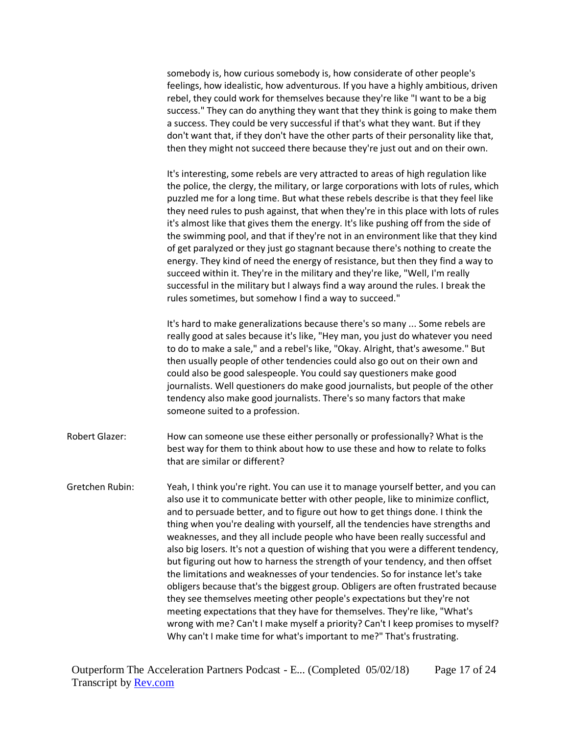somebody is, how curious somebody is, how considerate of other people's feelings, how idealistic, how adventurous. If you have a highly ambitious, driven rebel, they could work for themselves because they're like "I want to be a big success." They can do anything they want that they think is going to make them a success. They could be very successful if that's what they want. But if they don't want that, if they don't have the other parts of their personality like that, then they might not succeed there because they're just out and on their own.

It's interesting, some rebels are very attracted to areas of high regulation like the police, the clergy, the military, or large corporations with lots of rules, which puzzled me for a long time. But what these rebels describe is that they feel like they need rules to push against, that when they're in this place with lots of rules it's almost like that gives them the energy. It's like pushing off from the side of the swimming pool, and that if they're not in an environment like that they kind of get paralyzed or they just go stagnant because there's nothing to create the energy. They kind of need the energy of resistance, but then they find a way to succeed within it. They're in the military and they're like, "Well, I'm really successful in the military but I always find a way around the rules. I break the rules sometimes, but somehow I find a way to succeed."

It's hard to make generalizations because there's so many ... Some rebels are really good at sales because it's like, "Hey man, you just do whatever you need to do to make a sale," and a rebel's like, "Okay. Alright, that's awesome." But then usually people of other tendencies could also go out on their own and could also be good salespeople. You could say questioners make good journalists. Well questioners do make good journalists, but people of the other tendency also make good journalists. There's so many factors that make someone suited to a profession.

Robert Glazer: How can someone use these either personally or professionally? What is the best way for them to think about how to use these and how to relate to folks that are similar or different?

Gretchen Rubin: Yeah, I think you're right. You can use it to manage yourself better, and you can also use it to communicate better with other people, like to minimize conflict, and to persuade better, and to figure out how to get things done. I think the thing when you're dealing with yourself, all the tendencies have strengths and weaknesses, and they all include people who have been really successful and also big losers. It's not a question of wishing that you were a different tendency, but figuring out how to harness the strength of your tendency, and then offset the limitations and weaknesses of your tendencies. So for instance let's take obligers because that's the biggest group. Obligers are often frustrated because they see themselves meeting other people's expectations but they're not meeting expectations that they have for themselves. They're like, "What's wrong with me? Can't I make myself a priority? Can't I keep promises to myself? Why can't I make time for what's important to me?" That's frustrating.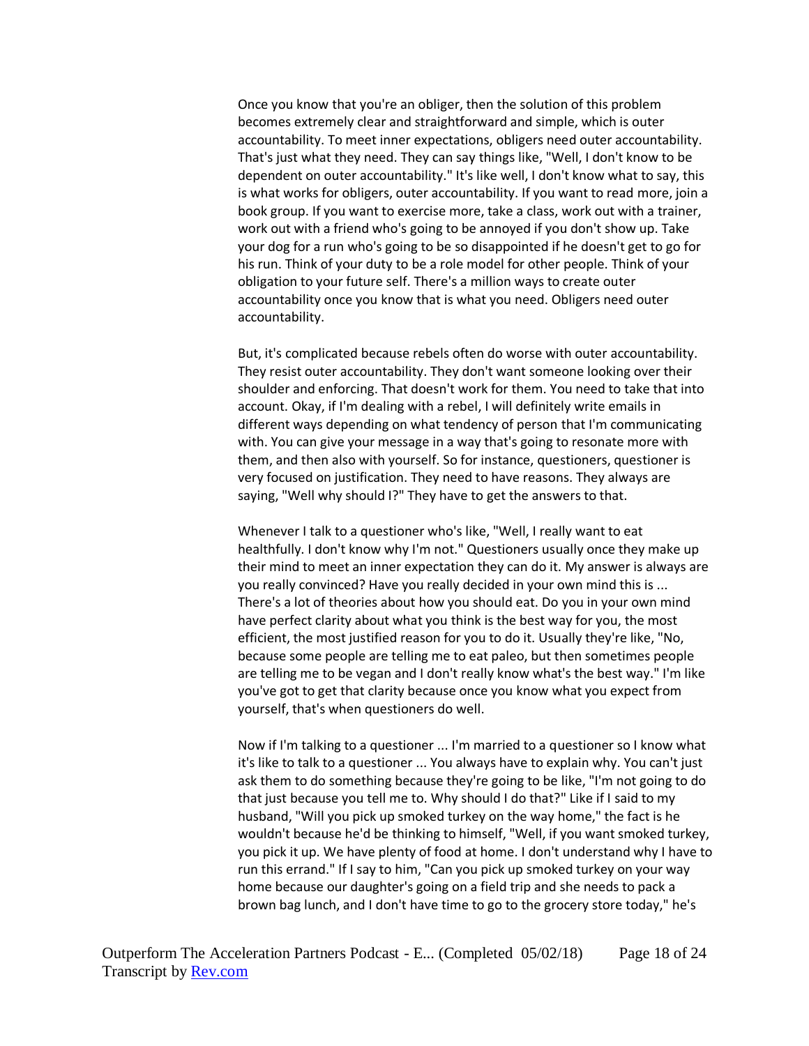Once you know that you're an obliger, then the solution of this problem becomes extremely clear and straightforward and simple, which is outer accountability. To meet inner expectations, obligers need outer accountability. That's just what they need. They can say things like, "Well, I don't know to be dependent on outer accountability." It's like well, I don't know what to say, this is what works for obligers, outer accountability. If you want to read more, join a book group. If you want to exercise more, take a class, work out with a trainer, work out with a friend who's going to be annoyed if you don't show up. Take your dog for a run who's going to be so disappointed if he doesn't get to go for his run. Think of your duty to be a role model for other people. Think of your obligation to your future self. There's a million ways to create outer accountability once you know that is what you need. Obligers need outer accountability.

But, it's complicated because rebels often do worse with outer accountability. They resist outer accountability. They don't want someone looking over their shoulder and enforcing. That doesn't work for them. You need to take that into account. Okay, if I'm dealing with a rebel, I will definitely write emails in different ways depending on what tendency of person that I'm communicating with. You can give your message in a way that's going to resonate more with them, and then also with yourself. So for instance, questioners, questioner is very focused on justification. They need to have reasons. They always are saying, "Well why should I?" They have to get the answers to that.

Whenever I talk to a questioner who's like, "Well, I really want to eat healthfully. I don't know why I'm not." Questioners usually once they make up their mind to meet an inner expectation they can do it. My answer is always are you really convinced? Have you really decided in your own mind this is ... There's a lot of theories about how you should eat. Do you in your own mind have perfect clarity about what you think is the best way for you, the most efficient, the most justified reason for you to do it. Usually they're like, "No, because some people are telling me to eat paleo, but then sometimes people are telling me to be vegan and I don't really know what's the best way." I'm like you've got to get that clarity because once you know what you expect from yourself, that's when questioners do well.

Now if I'm talking to a questioner ... I'm married to a questioner so I know what it's like to talk to a questioner ... You always have to explain why. You can't just ask them to do something because they're going to be like, "I'm not going to do that just because you tell me to. Why should I do that?" Like if I said to my husband, "Will you pick up smoked turkey on the way home," the fact is he wouldn't because he'd be thinking to himself, "Well, if you want smoked turkey, you pick it up. We have plenty of food at home. I don't understand why I have to run this errand." If I say to him, "Can you pick up smoked turkey on your way home because our daughter's going on a field trip and she needs to pack a brown bag lunch, and I don't have time to go to the grocery store today," he's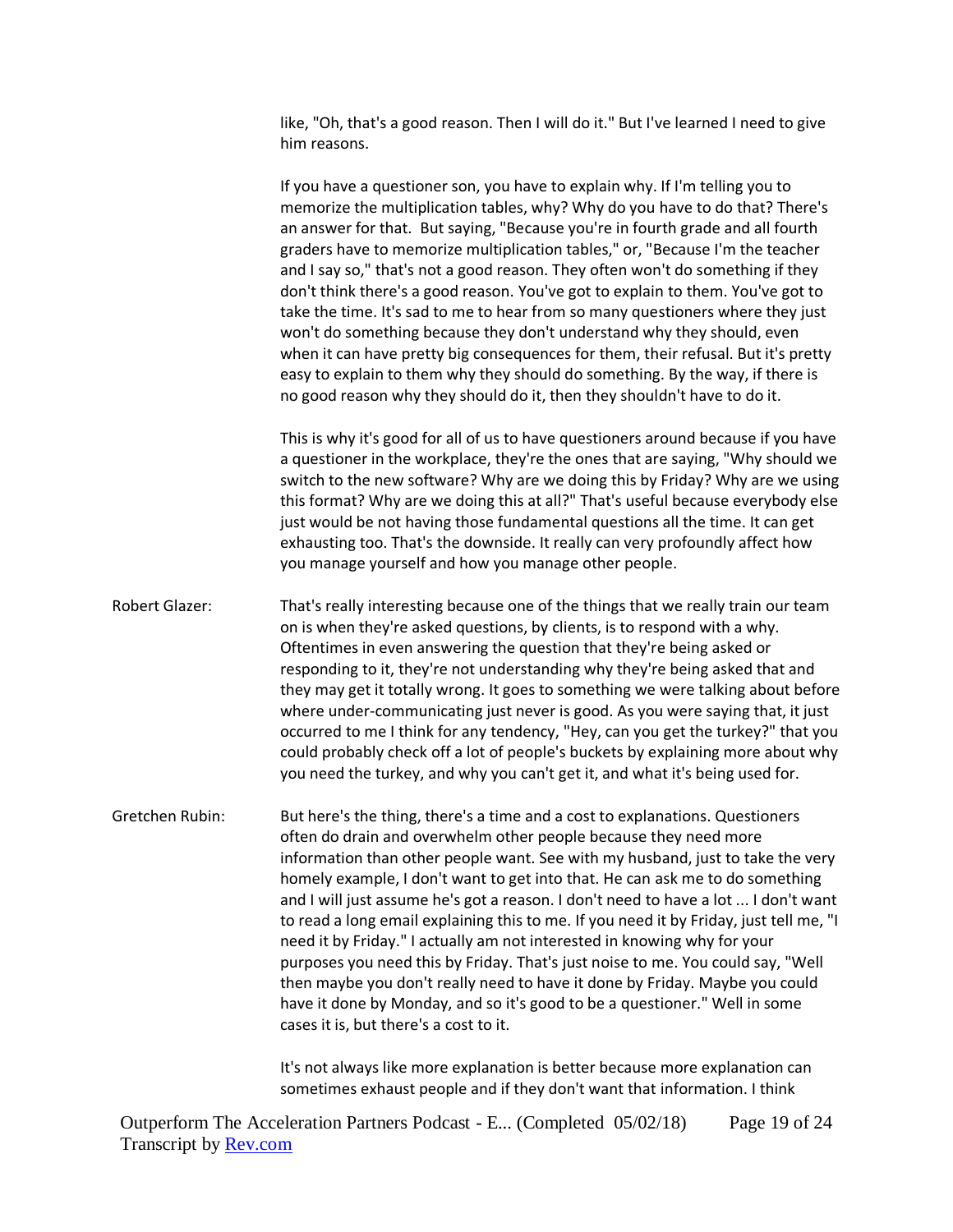like, "Oh, that's a good reason. Then I will do it." But I've learned I need to give him reasons.

If you have a questioner son, you have to explain why. If I'm telling you to memorize the multiplication tables, why? Why do you have to do that? There's an answer for that. But saying, "Because you're in fourth grade and all fourth graders have to memorize multiplication tables," or, "Because I'm the teacher and I say so," that's not a good reason. They often won't do something if they don't think there's a good reason. You've got to explain to them. You've got to take the time. It's sad to me to hear from so many questioners where they just won't do something because they don't understand why they should, even when it can have pretty big consequences for them, their refusal. But it's pretty easy to explain to them why they should do something. By the way, if there is no good reason why they should do it, then they shouldn't have to do it.

This is why it's good for all of us to have questioners around because if you have a questioner in the workplace, they're the ones that are saying, "Why should we switch to the new software? Why are we doing this by Friday? Why are we using this format? Why are we doing this at all?" That's useful because everybody else just would be not having those fundamental questions all the time. It can get exhausting too. That's the downside. It really can very profoundly affect how you manage yourself and how you manage other people.

**Robert Glazer:** That's really interesting because one of the things that we really train our team on is when they're asked questions, by clients, is to respond with a why. Oftentimes in even answering the question that they're being asked or responding to it, they're not understanding why they're being asked that and they may get it totally wrong. It goes to something we were talking about before where under-communicating just never is good. As you were saying that, it just occurred to me I think for any tendency, "Hey, can you get the turkey?" that you could probably check off a lot of people's buckets by explaining more about why you need the turkey, and why you can't get it, and what it's being used for.

**Gretchen Rubin:** But here's the thing, there's a time and a cost to explanations. Questioners often do drain and overwhelm other people because they need more information than other people want. See with my husband, just to take the very homely example, I don't want to get into that. He can ask me to do something and I will just assume he's got a reason. I don't need to have a lot ... I don't want to read a long email explaining this to me. If you need it by Friday, just tell me, "I need it by Friday." I actually am not interested in knowing why for your purposes you need this by Friday. That's just noise to me. You could say, "Well then maybe you don't really need to have it done by Friday. Maybe you could have it done by Monday, and so it's good to be a questioner." Well in some cases it is, but there's a cost to it.

It's not always like more explanation is better because more explanation can sometimes exhaust people and if they don't want that information. I think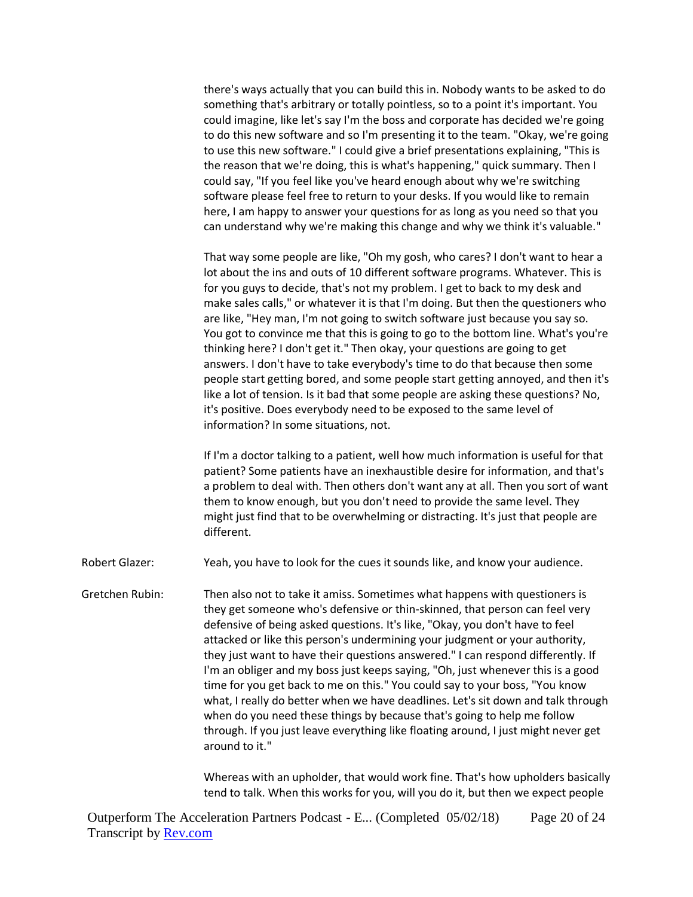there's ways actually that you can build this in. Nobody wants to be asked to do something that's arbitrary or totally pointless, so to a point it's important. You could imagine, like let's say I'm the boss and corporate has decided we're going to do this new software and so I'm presenting it to the team. "Okay, we're going to use this new software." I could give a brief presentations explaining, "This is the reason that we're doing, this is what's happening," quick summary. Then I could say, "If you feel like you've heard enough about why we're switching software please feel free to return to your desks. If you would like to remain here, I am happy to answer your questions for as long as you need so that you can understand why we're making this change and why we think it's valuable."

That way some people are like, "Oh my gosh, who cares? I don't want to hear a lot about the ins and outs of 10 different software programs. Whatever. This is for you guys to decide, that's not my problem. I get to back to my desk and make sales calls," or whatever it is that I'm doing. But then the questioners who are like, "Hey man, I'm not going to switch software just because you say so. You got to convince me that this is going to go to the bottom line. What's you're thinking here? I don't get it." Then okay, your questions are going to get answers. I don't have to take everybody's time to do that because then some people start getting bored, and some people start getting annoyed, and then it's like a lot of tension. Is it bad that some people are asking these questions? No, it's positive. Does everybody need to be exposed to the same level of information? In some situations, not.

If I'm a doctor talking to a patient, well how much information is useful for that patient? Some patients have an inexhaustible desire for information, and that's a problem to deal with. Then others don't want any at all. Then you sort of want them to know enough, but you don't need to provide the same level. They might just find that to be overwhelming or distracting. It's just that people are different.

Robert Glazer: Yeah, you have to look for the cues it sounds like, and know your audience.

Gretchen Rubin: Then also not to take it amiss. Sometimes what happens with questioners is they get someone who's defensive or thin-skinned, that person can feel very defensive of being asked questions. It's like, "Okay, you don't have to feel attacked or like this person's undermining your judgment or your authority, they just want to have their questions answered." I can respond differently. If I'm an obliger and my boss just keeps saying, "Oh, just whenever this is a good time for you get back to me on this." You could say to your boss, "You know what, I really do better when we have deadlines. Let's sit down and talk through when do you need these things by because that's going to help me follow through. If you just leave everything like floating around, I just might never get around to it."

Whereas with an upholder, that would work fine. That's how upholders basically tend to talk. When this works for you, will you do it, but then we expect people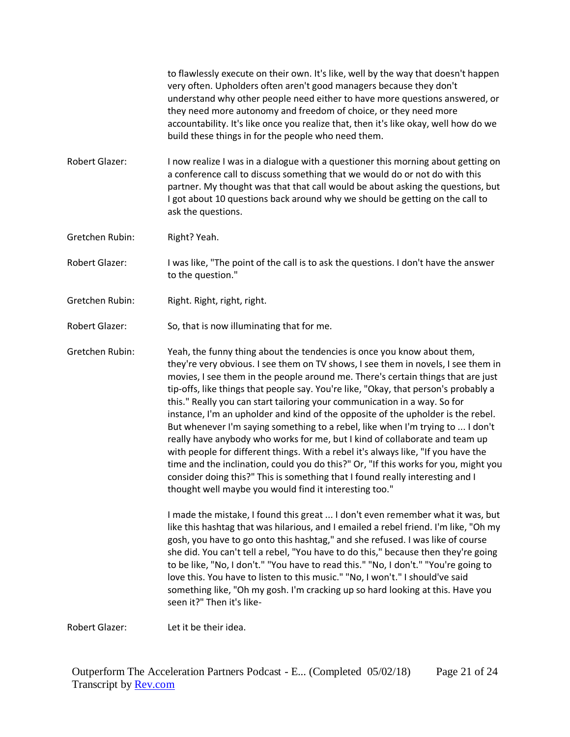to flawlessly execute on their own. It's like, well by the way that doesn't happen very often. Upholders often aren't good managers because they don't understand why other people need either to have more questions answered, or they need more autonomy and freedom of choice, or they need more accountability. It's like once you realize that, then it's like okay, well how do we build these things in for the people who need them.

Robert Glazer: I now realize I was in a dialogue with a questioner this morning about getting on a conference call to discuss something that we would do or not do with this partner. My thought was that that call would be about asking the questions, but I got about 10 questions back around why we should be getting on the call to ask the questions.

Gretchen Rubin: Right? Yeah.

Robert Glazer: I was like, "The point of the call is to ask the questions. I don't have the answer to the question."

Gretchen Rubin: Right. Right, right, right.

Robert Glazer: So, that is now illuminating that for me.

Gretchen Rubin: Yeah, the funny thing about the tendencies is once you know about them, they're very obvious. I see them on TV shows, I see them in novels, I see them in movies, I see them in the people around me. There's certain things that are just tip-offs, like things that people say. You're like, "Okay, that person's probably a this." Really you can start tailoring your communication in a way. So for instance, I'm an upholder and kind of the opposite of the upholder is the rebel. But whenever I'm saying something to a rebel, like when I'm trying to ... I don't really have anybody who works for me, but I kind of collaborate and team up with people for different things. With a rebel it's always like, "If you have the time and the inclination, could you do this?" Or, "If this works for you, might you consider doing this?" This is something that I found really interesting and I thought well maybe you would find it interesting too."

I made the mistake, I found this great ... I don't even remember what it was, but like this hashtag that was hilarious, and I emailed a rebel friend. I'm like, "Oh my gosh, you have to go onto this hashtag," and she refused. I was like of course she did. You can't tell a rebel, "You have to do this," because then they're going to be like, "No, I don't." "You have to read this." "No, I don't." "You're going to love this. You have to listen to this music." "No, I won't." I should've said something like, "Oh my gosh. I'm cracking up so hard looking at this. Have you seen it?" Then it's like-

Robert Glazer: Let it be their idea.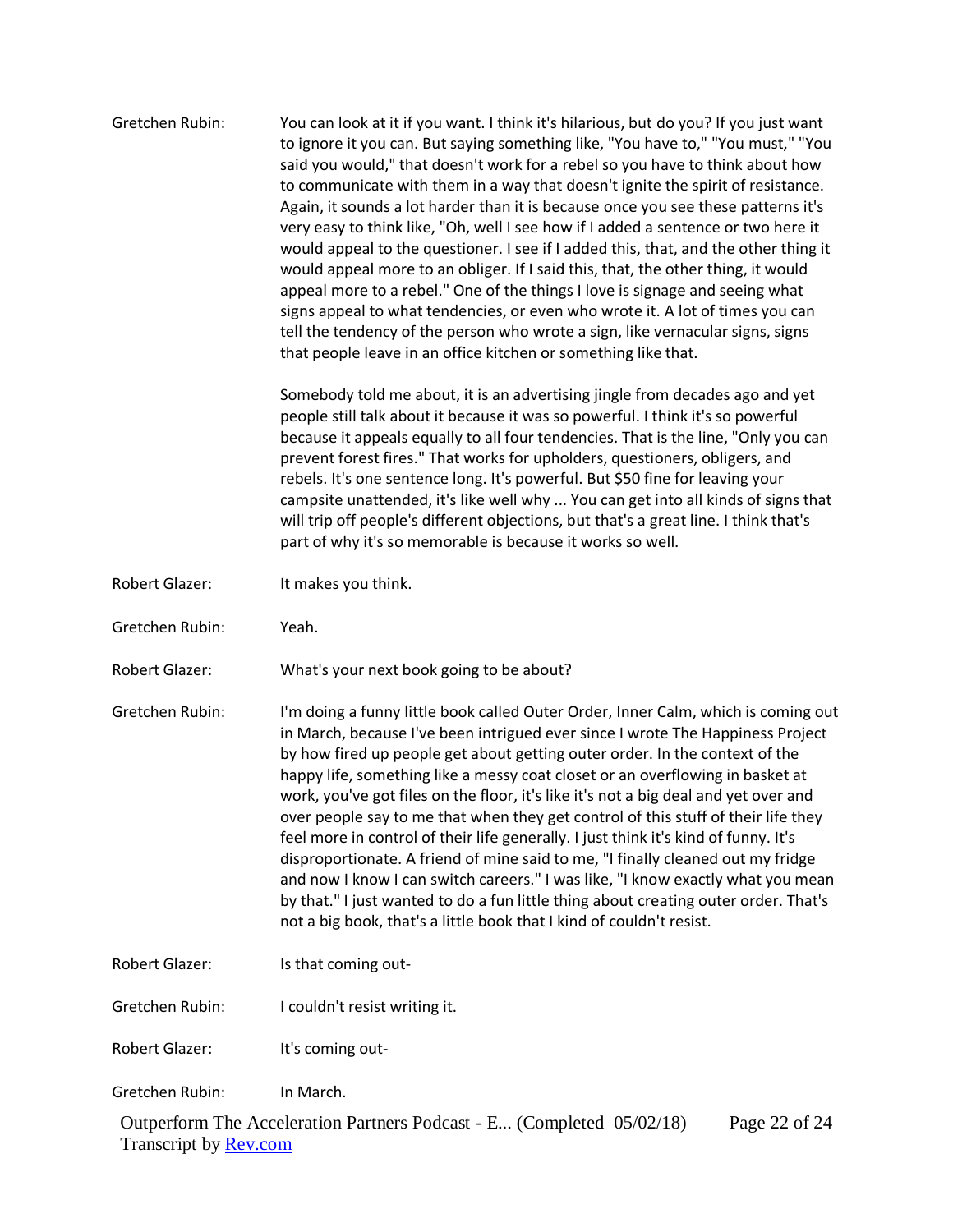Gretchen Rubin: You can look at it if you want. I think it's hilarious, but do you? If you just want to ignore it you can. But saying something like, "You have to," "You must," "You said you would," that doesn't work for a rebel so you have to think about how to communicate with them in a way that doesn't ignite the spirit of resistance. Again, it sounds a lot harder than it is because once you see these patterns it's very easy to think like, "Oh, well I see how if I added a sentence or two here it would appeal to the questioner. I see if I added this, that, and the other thing it would appeal more to an obliger. If I said this, that, the other thing, it would appeal more to a rebel." One of the things I love is signage and seeing what signs appeal to what tendencies, or even who wrote it. A lot of times you can tell the tendency of the person who wrote a sign, like vernacular signs, signs that people leave in an office kitchen or something like that.

Somebody told me about, it is an advertising jingle from decades ago and yet people still talk about it because it was so powerful. I think it's so powerful because it appeals equally to all four tendencies. That is the line, "Only you can prevent forest fires." That works for upholders, questioners, obligers, and rebels. It's one sentence long. It's powerful. But $50 fine for leaving your campsite unattended, it's like well why ... You can get into all kinds of signs that will trip off people's different objections, but that's a great line. I think that's part of why it's so memorable is because it works so well.

Robert Glazer: It makes you think.

Gretchen Rubin: Yeah.

Robert Glazer: What's your next book going to be about?

Gretchen Rubin: I'm doing a funny little book called Outer Order, Inner Calm, which is coming out in March, because I've been intrigued ever since I wrote The Happiness Project by how fired up people get about getting outer order. In the context of the happy life, something like a messy coat closet or an overflowing in basket at work, you've got files on the floor, it's like it's not a big deal and yet over and over people say to me that when they get control of this stuff of their life they feel more in control of their life generally. I just think it's kind of funny. It's disproportionate. A friend of mine said to me, "I finally cleaned out my fridge and now I know I can switch careers." I was like, "I know exactly what you mean by that." I just wanted to do a fun little thing about creating outer order. That's not a big book, that's a little book that I kind of couldn't resist.

Robert Glazer: Is that coming out-

Gretchen Rubin: I couldn't resist writing it.

Robert Glazer: It's coming out-

Gretchen Rubin: In March.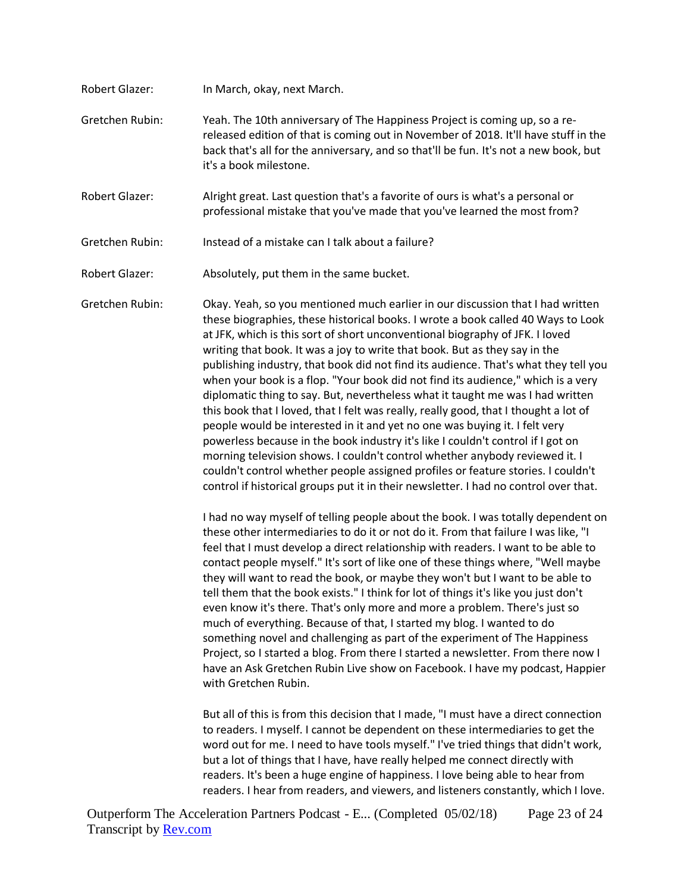Robert Glazer: In March, okay, next March.

Gretchen Rubin: Yeah. The 10th anniversary of The Happiness Project is coming up, so a re-released edition of that is coming out in November of 2018. It'll have stuff in the back that's all for the anniversary, and so that'll be fun. It's not a new book, but it's a book milestone.

Robert Glazer: Alright great. Last question that's a favorite of ours is what's a personal or professional mistake that you've made that you've learned the most from?

Gretchen Rubin: Instead of a mistake can I talk about a failure?

Robert Glazer: Absolutely, put them in the same bucket.

Gretchen Rubin: Okay. Yeah, so you mentioned much earlier in our discussion that I had written these biographies, these historical books. I wrote a book called 40 Ways to Look at JFK, which is this sort of short unconventional biography of JFK. I loved writing that book. It was a joy to write that book. But as they say in the publishing industry, that book did not find its audience. That's what they tell you when your book is a flop. "Your book did not find its audience," which is a very diplomatic thing to say. But, nevertheless what it taught me was I had written this book that I loved, that I felt was really, really good, that I thought a lot of people would be interested in it and yet no one was buying it. I felt very powerless because in the book industry it's like I couldn't control if I got on morning television shows. I couldn't control whether anybody reviewed it. I couldn't control whether people assigned profiles or feature stories. I couldn't control if historical groups put it in their newsletter. I had no control over that.

I had no way myself of telling people about the book. I was totally dependent on these other intermediaries to do it or not do it. From that failure I was like, "I feel that I must develop a direct relationship with readers. I want to be able to contact people myself." It's sort of like one of these things where, "Well maybe they will want to read the book, or maybe they won't but I want to be able to tell them that the book exists." I think for lot of things it's like you just don't even know it's there. That's only more and more a problem. There's just so much of everything. Because of that, I started my blog. I wanted to do something novel and challenging as part of the experiment of The Happiness Project, so I started a blog. From there I started a newsletter. From there now I have an Ask Gretchen Rubin Live show on Facebook. I have my podcast, Happier with Gretchen Rubin.

But all of this is from this decision that I made, "I must have a direct connection to readers. I myself. I cannot be dependent on these intermediaries to get the word out for me. I need to have tools myself." I've tried things that didn't work, but a lot of things that I have, have really helped me connect directly with readers. It's been a huge engine of happiness. I love being able to hear from readers. I hear from readers, and viewers, and listeners constantly, which I love.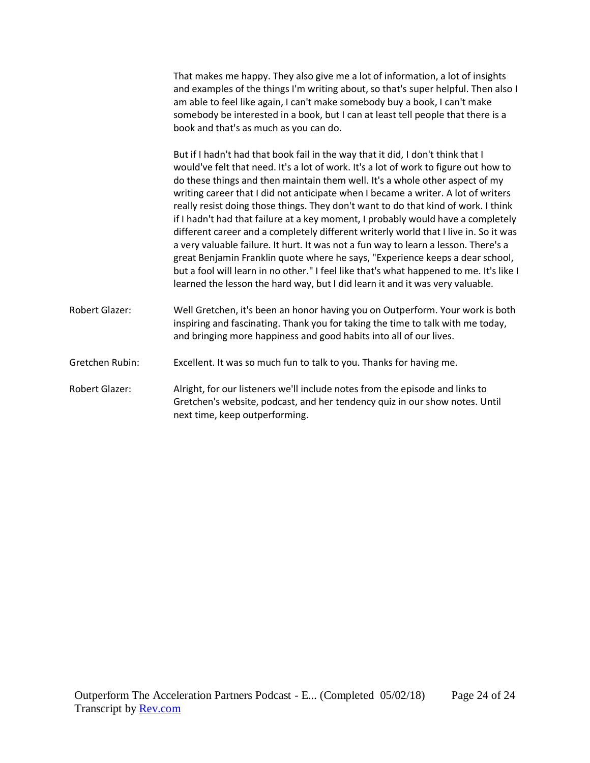That makes me happy. They also give me a lot of information, a lot of insights and examples of the things I'm writing about, so that's super helpful. Then also I am able to feel like again, I can't make somebody buy a book, I can't make somebody be interested in a book, but I can at least tell people that there is a book and that's as much as you can do.

But if I hadn't had that book fail in the way that it did, I don't think that I would've felt that need. It's a lot of work. It's a lot of work to figure out how to do these things and then maintain them well. It's a whole other aspect of my writing career that I did not anticipate when I became a writer. A lot of writers really resist doing those things. They don't want to do that kind of work. I think if I hadn't had that failure at a key moment, I probably would have a completely different career and a completely different writerly world that I live in. So it was a very valuable failure. It hurt. It was not a fun way to learn a lesson. There's a great Benjamin Franklin quote where he says, "Experience keeps a dear school, but a fool will learn in no other." I feel like that's what happened to me. It's like I learned the lesson the hard way, but I did learn it and it was very valuable.

Robert Glazer: Well Gretchen, it's been an honor having you on Outperform. Your work is both inspiring and fascinating. Thank you for taking the time to talk with me today, and bringing more happiness and good habits into all of our lives.

Gretchen Rubin: Excellent. It was so much fun to talk to you. Thanks for having me.

Robert Glazer: Alright, for our listeners we'll include notes from the episode and links to Gretchen's website, podcast, and her tendency quiz in our show notes. Until next time, keep outperforming.